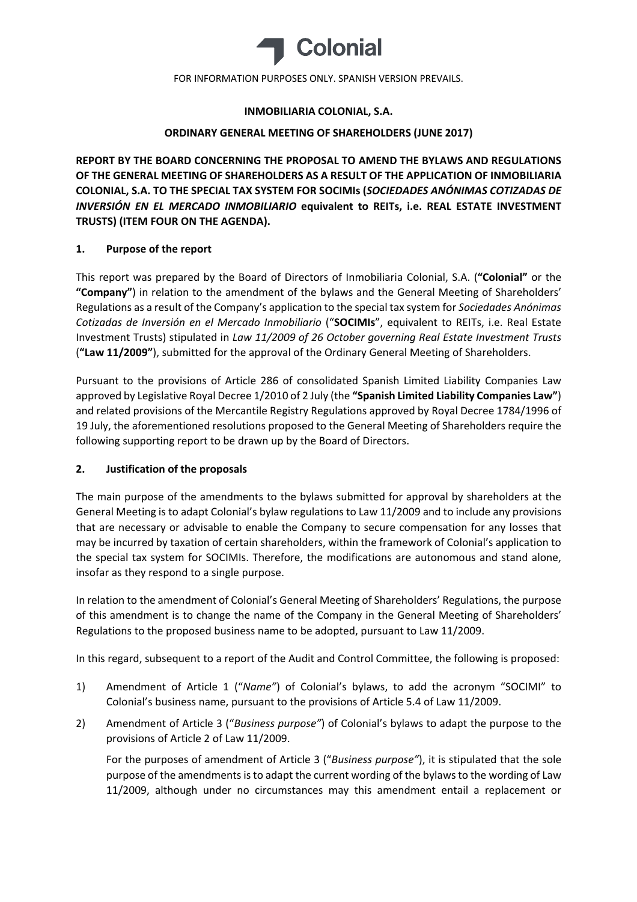FOR INFORMATION PURPOSES ONLY. SPANISH VERSION PREVAILS.

**INMOBILIARIA COLONIAL, S.A.**

**ORDINARY GENERAL MEETING OF SHAREHOLDERS (JUNE 2017)**

**REPORT BY THE BOARD CONCERNING THE PROPOSAL TO AMEND THE BYLAWS AND REGULATIONS OF THE GENERAL MEETING OF SHAREHOLDERS AS A RESULT OF THE APPLICATION OF INMOBILIARIA COLONIAL, S.A. TO THE SPECIAL TAX SYSTEM FOR SOCIMIs (*SOCIEDADES ANÓNIMAS COTIZADAS DE INVERSIÓN EN EL MERCADO INMOBILIARIO* equivalent to REITs, i.e. REAL ESTATE INVESTMENT TRUSTS) (ITEM FOUR ON THE AGENDA).**

## 1. Purpose of the report

This report was prepared by the Board of Directors of Inmobiliaria Colonial, S.A. (**"Colonial"** or the **"Company"**) in relation to the amendment of the bylaws and the General Meeting of Shareholders' Regulations as a result of the Company's application to the special tax system for *Sociedades Anónimas Cotizadas de Inversión en el Mercado Inmobiliario* ("**SOCIMIs**", equivalent to REITs, i.e. Real Estate Investment Trusts) stipulated in *Law 11/2009 of 26 October governing Real Estate Investment Trusts* (**"Law 11/2009"**), submitted for the approval of the Ordinary General Meeting of Shareholders.

Pursuant to the provisions of Article 286 of consolidated Spanish Limited Liability Companies Law approved by Legislative Royal Decree 1/2010 of 2 July (the **"Spanish Limited Liability Companies Law"**) and related provisions of the Mercantile Registry Regulations approved by Royal Decree 1784/1996 of 19 July, the aforementioned resolutions proposed to the General Meeting of Shareholders require the following supporting report to be drawn up by the Board of Directors.

## 2. Justification of the proposals

The main purpose of the amendments to the bylaws submitted for approval by shareholders at the General Meeting is to adapt Colonial's bylaw regulations to Law 11/2009 and to include any provisions that are necessary or advisable to enable the Company to secure compensation for any losses that may be incurred by taxation of certain shareholders, within the framework of Colonial's application to the special tax system for SOCIMIs. Therefore, the modifications are autonomous and stand alone, insofar as they respond to a single purpose.

In relation to the amendment of Colonial's General Meeting of Shareholders' Regulations, the purpose of this amendment is to change the name of the Company in the General Meeting of Shareholders' Regulations to the proposed business name to be adopted, pursuant to Law 11/2009.

In this regard, subsequent to a report of the Audit and Control Committee, the following is proposed:

1) Amendment of Article 1 ("*Name"*) of Colonial's bylaws, to add the acronym "SOCIMI" to Colonial's business name, pursuant to the provisions of Article 5.4 of Law 11/2009.

2) Amendment of Article 3 ("*Business purpose"*) of Colonial's bylaws to adapt the purpose to the provisions of Article 2 of Law 11/2009.

   For the purposes of amendment of Article 3 ("*Business purpose"*), it is stipulated that the sole purpose of the amendments is to adapt the current wording of the bylaws to the wording of Law 11/2009, although under no circumstances may this amendment entail a replacement or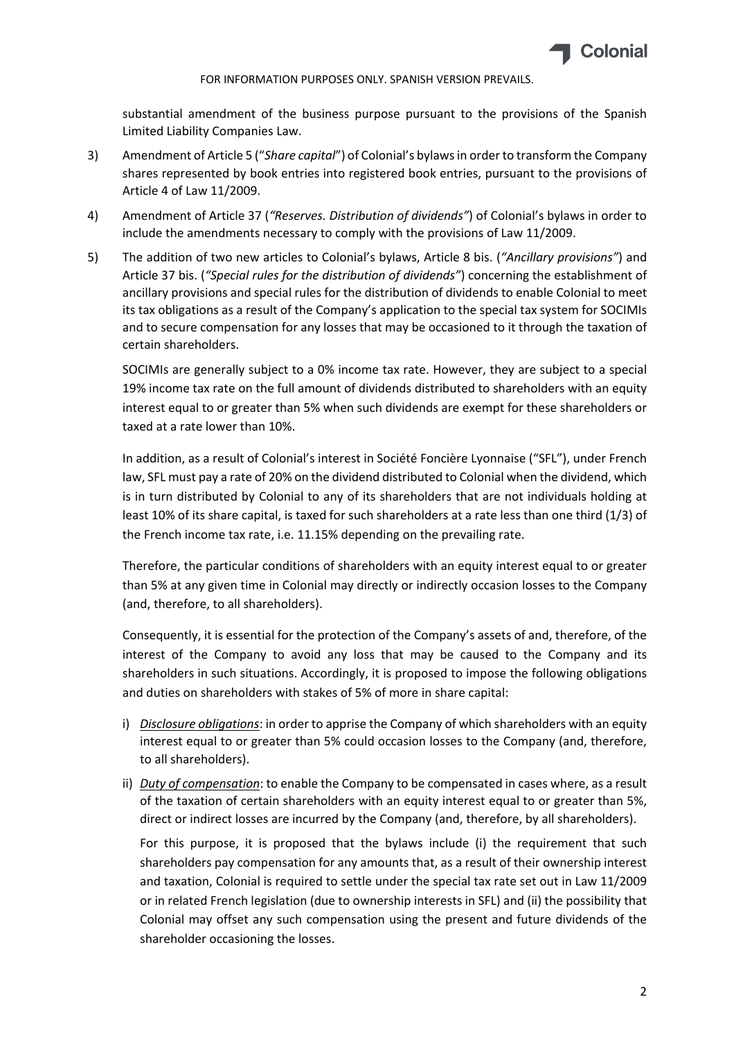substantial amendment of the business purpose pursuant to the provisions of the Spanish Limited Liability Companies Law.

3) Amendment of Article 5 ("*Share capital*") of Colonial's bylaws in order to transform the Company shares represented by book entries into registered book entries, pursuant to the provisions of Article 4 of Law 11/2009.

4) Amendment of Article 37 (*"Reserves. Distribution of dividends"*) of Colonial's bylaws in order to include the amendments necessary to comply with the provisions of Law 11/2009.

5) The addition of two new articles to Colonial's bylaws, Article 8 bis. (*"Ancillary provisions"*) and Article 37 bis. (*"Special rules for the distribution of dividends"*) concerning the establishment of ancillary provisions and special rules for the distribution of dividends to enable Colonial to meet its tax obligations as a result of the Company's application to the special tax system for SOCIMIs and to secure compensation for any losses that may be occasioned to it through the taxation of certain shareholders.

   SOCIMIs are generally subject to a 0% income tax rate. However, they are subject to a special 19% income tax rate on the full amount of dividends distributed to shareholders with an equity interest equal to or greater than 5% when such dividends are exempt for these shareholders or taxed at a rate lower than 10%.

   In addition, as a result of Colonial's interest in Société Foncière Lyonnaise ("SFL"), under French law, SFL must pay a rate of 20% on the dividend distributed to Colonial when the dividend, which is in turn distributed by Colonial to any of its shareholders that are not individuals holding at least 10% of its share capital, is taxed for such shareholders at a rate less than one third (1/3) of the French income tax rate, i.e. 11.15% depending on the prevailing rate.

   Therefore, the particular conditions of shareholders with an equity interest equal to or greater than 5% at any given time in Colonial may directly or indirectly occasion losses to the Company (and, therefore, to all shareholders).

   Consequently, it is essential for the protection of the Company's assets of and, therefore, of the interest of the Company to avoid any loss that may be caused to the Company and its shareholders in such situations. Accordingly, it is proposed to impose the following obligations and duties on shareholders with stakes of 5% of more in share capital:

   i) ***Disclosure obligations***: in order to apprise the Company of which shareholders with an equity interest equal to or greater than 5% could occasion losses to the Company (and, therefore, to all shareholders).

   ii) ***Duty of compensation***: to enable the Company to be compensated in cases where, as a result of the taxation of certain shareholders with an equity interest equal to or greater than 5%, direct or indirect losses are incurred by the Company (and, therefore, by all shareholders).

      For this purpose, it is proposed that the bylaws include (i) the requirement that such shareholders pay compensation for any amounts that, as a result of their ownership interest and taxation, Colonial is required to settle under the special tax rate set out in Law 11/2009 or in related French legislation (due to ownership interests in SFL) and (ii) the possibility that Colonial may offset any such compensation using the present and future dividends of the shareholder occasioning the losses.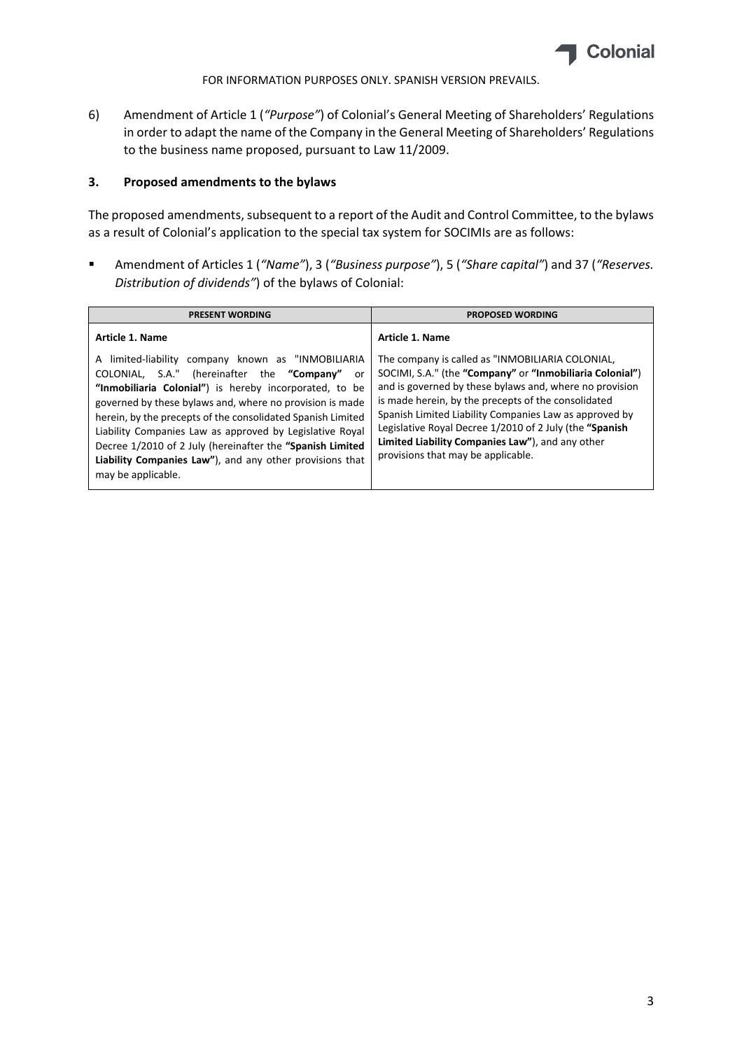FOR INFORMATION PURPOSES ONLY. SPANISH VERSION PREVAILS.

6) Amendment of Article 1 (*"Purpose"*) of Colonial's General Meeting of Shareholders' Regulations in order to adapt the name of the Company in the General Meeting of Shareholders' Regulations to the business name proposed, pursuant to Law 11/2009.

### 3. Proposed amendments to the bylaws

The proposed amendments, subsequent to a report of the Audit and Control Committee, to the bylaws as a result of Colonial's application to the special tax system for SOCIMIs are as follows:

- Amendment of Articles 1 (*"Name"*), 3 (*"Business purpose"*), 5 (*"Share capital"*) and 37 (*"Reserves. Distribution of dividends"*) of the bylaws of Colonial:

| PRESENT WORDING | PROPOSED WORDING |
|---|---|
| **Article 1. Name**<br><br>A limited-liability company known as "INMOBILIARIA COLONIAL, S.A." (hereinafter the **"Company"** or **"Inmobiliaria Colonial"**) is hereby incorporated, to be governed by these bylaws and, where no provision is made herein, by the precepts of the consolidated Spanish Limited Liability Companies Law as approved by Legislative Royal Decree 1/2010 of 2 July (hereinafter the **"Spanish Limited Liability Companies Law"**), and any other provisions that may be applicable. | **Article 1. Name**<br><br>The company is called as "INMOBILIARIA COLONIAL, SOCIMI, S.A." (the **"Company"** or **"Inmobiliaria Colonial"**) and is governed by these bylaws and, where no provision is made herein, by the precepts of the consolidated Spanish Limited Liability Companies Law as approved by Legislative Royal Decree 1/2010 of 2 July (the **"Spanish Limited Liability Companies Law"**), and any other provisions that may be applicable. |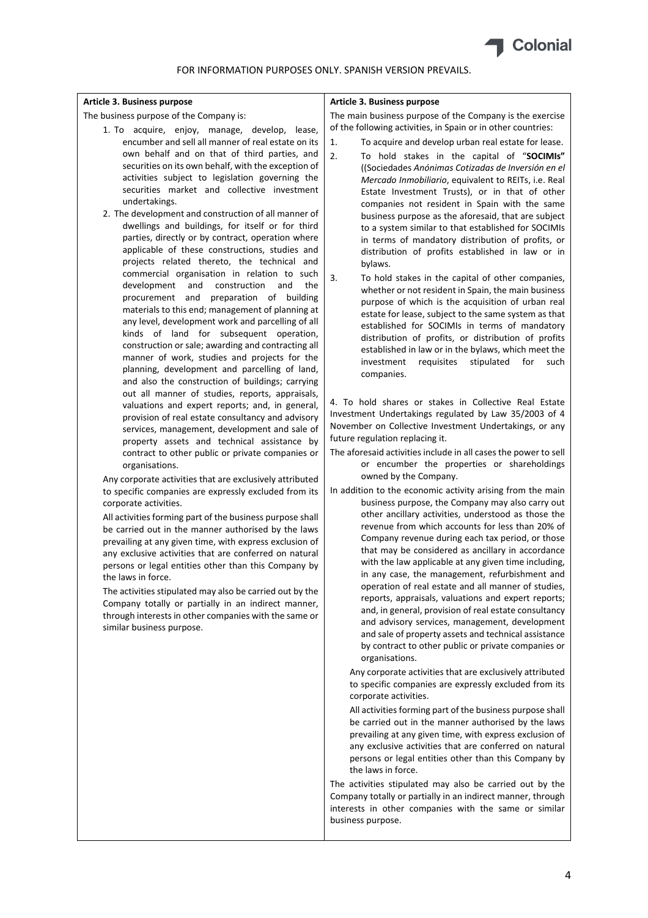FOR INFORMATION PURPOSES ONLY. SPANISH VERSION PREVAILS.

| **Article 3. Business purpose** | **Article 3. Business purpose** |
|---|---|
| The business purpose of the Company is:<br><br>1. To acquire, enjoy, manage, develop, lease, encumber and sell all manner of real estate on its own behalf and on that of third parties, and securities on its own behalf, with the exception of activities subject to legislation governing the securities market and collective investment undertakings.<br><br>2. The development and construction of all manner of dwellings and buildings, for itself or for third parties, directly or by contract, operation where applicable of these constructions, studies and projects related thereto, the technical and commercial organisation in relation to such development and construction and the procurement and preparation of building materials to this end; management of planning at any level, development work and parcelling of all kinds of land for subsequent operation, construction or sale; awarding and contracting all manner of work, studies and projects for the planning, development and parcelling of land, and also the construction of buildings; carrying out all manner of studies, reports, appraisals, valuations and expert reports; and, in general, provision of real estate consultancy and advisory services, management, development and sale of property assets and technical assistance by contract to other public or private companies or organisations.<br><br>Any corporate activities that are exclusively attributed to specific companies are expressly excluded from its corporate activities.<br><br>All activities forming part of the business purpose shall be carried out in the manner authorised by the laws prevailing at any given time, with express exclusion of any exclusive activities that are conferred on natural persons or legal entities other than this Company by the laws in force.<br><br>The activities stipulated may also be carried out by the Company totally or partially in an indirect manner, through interests in other companies with the same or similar business purpose. | The main business purpose of the Company is the exercise of the following activities, in Spain or in other countries:<br><br>1. To acquire and develop urban real estate for lease.<br><br>2. To hold stakes in the capital of "**SOCIMIs"** ((Sociedades *Anónimas Cotizadas de Inversión en el Mercado Inmobiliario*, equivalent to REITs, i.e. Real Estate Investment Trusts), or in that of other companies not resident in Spain with the same business purpose as the aforesaid, that are subject to a system similar to that established for SOCIMIs in terms of mandatory distribution of profits, or distribution of profits established in law or in bylaws.<br><br>3. To hold stakes in the capital of other companies, whether or not resident in Spain, the main business purpose of which is the acquisition of urban real estate for lease, subject to the same system as that established for SOCIMIs in terms of mandatory distribution of profits, or distribution of profits established in law or in the bylaws, which meet the investment requisites stipulated for such companies.<br><br>4. To hold shares or stakes in Collective Real Estate Investment Undertakings regulated by Law 35/2003 of 4 November on Collective Investment Undertakings, or any future regulation replacing it.<br><br>The aforesaid activities include in all cases the power to sell or encumber the properties or shareholdings owned by the Company.<br><br>In addition to the economic activity arising from the main business purpose, the Company may also carry out other ancillary activities, understood as those the revenue from which accounts for less than 20% of Company revenue during each tax period, or those that may be considered as ancillary in accordance with the law applicable at any given time including, in any case, the management, refurbishment and operation of real estate and all manner of studies, reports, appraisals, valuations and expert reports; and, in general, provision of real estate consultancy and advisory services, management, development and sale of property assets and technical assistance by contract to other public or private companies or organisations.<br><br>Any corporate activities that are exclusively attributed to specific companies are expressly excluded from its corporate activities.<br><br>All activities forming part of the business purpose shall be carried out in the manner authorised by the laws prevailing at any given time, with express exclusion of any exclusive activities that are conferred on natural persons or legal entities other than this Company by the laws in force.<br><br>The activities stipulated may also be carried out by the Company totally or partially in an indirect manner, through interests in other companies with the same or similar business purpose. |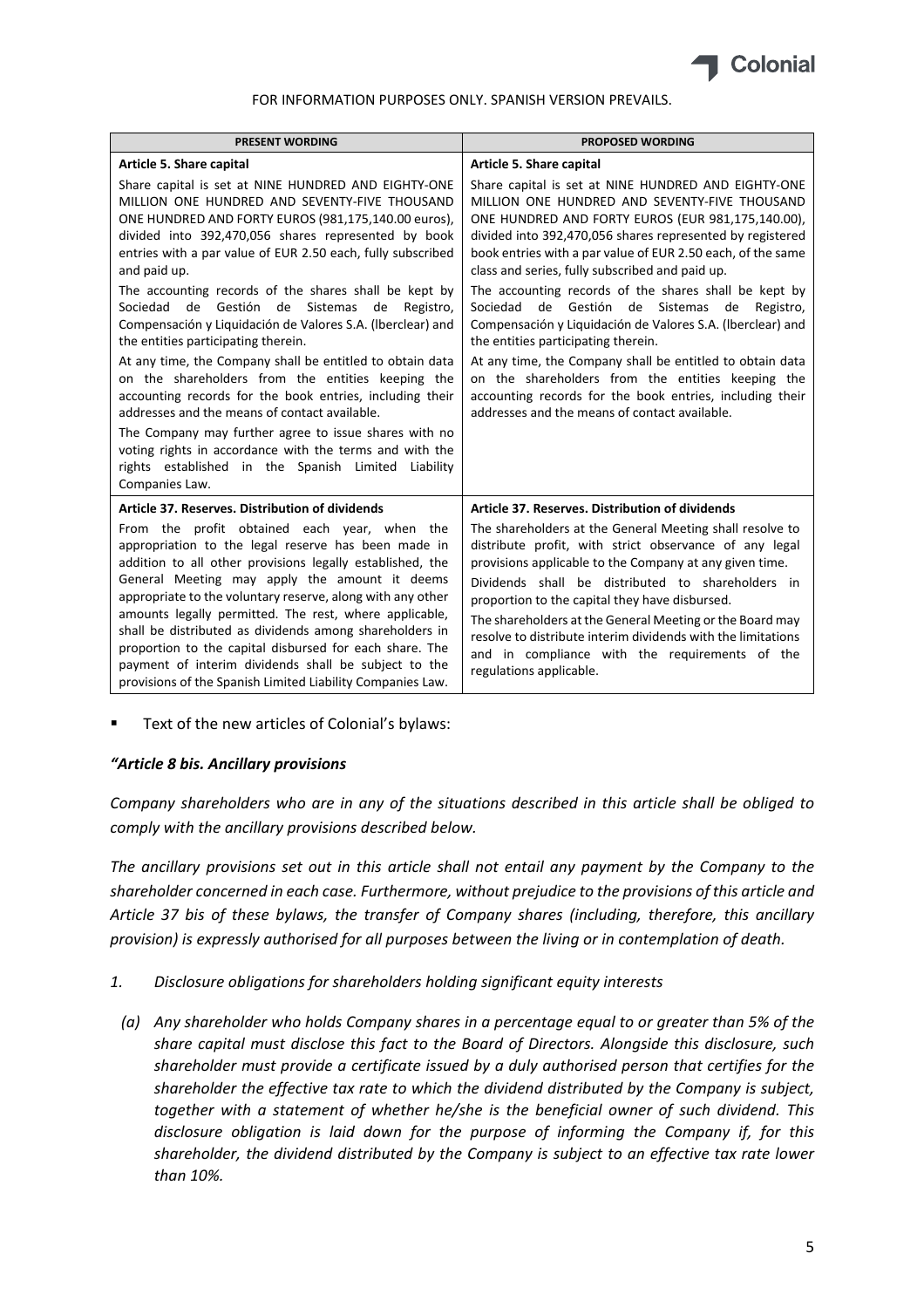FOR INFORMATION PURPOSES ONLY. SPANISH VERSION PREVAILS.

| PRESENT WORDING | PROPOSED WORDING |
|---|---|
| **Article 5. Share capital**<br><br>Share capital is set at NINE HUNDRED AND EIGHTY-ONE MILLION ONE HUNDRED AND SEVENTY-FIVE THOUSAND ONE HUNDRED AND FORTY EUROS (981,175,140.00 euros), divided into 392,470,056 shares represented by book entries with a par value of EUR 2.50 each, fully subscribed and paid up.<br><br>The accounting records of the shares shall be kept by Sociedad de Gestión de Sistemas de Registro, Compensación y Liquidación de Valores S.A. (lberclear) and the entities participating therein.<br><br>At any time, the Company shall be entitled to obtain data on the shareholders from the entities keeping the accounting records for the book entries, including their addresses and the means of contact available.<br><br>The Company may further agree to issue shares with no voting rights in accordance with the terms and with the rights established in the Spanish Limited Liability Companies Law. | **Article 5. Share capital**<br><br>Share capital is set at NINE HUNDRED AND EIGHTY-ONE MILLION ONE HUNDRED AND SEVENTY-FIVE THOUSAND ONE HUNDRED AND FORTY EUROS (EUR 981,175,140.00), divided into 392,470,056 shares represented by registered book entries with a par value of EUR 2.50 each, of the same class and series, fully subscribed and paid up.<br><br>The accounting records of the shares shall be kept by Sociedad de Gestión de Sistemas de Registro, Compensación y Liquidación de Valores S.A. (lberclear) and the entities participating therein.<br><br>At any time, the Company shall be entitled to obtain data on the shareholders from the entities keeping the accounting records for the book entries, including their addresses and the means of contact available. |
| **Article 37. Reserves. Distribution of dividends**<br><br>From the profit obtained each year, when the appropriation to the legal reserve has been made in addition to all other provisions legally established, the General Meeting may apply the amount it deems appropriate to the voluntary reserve, along with any other amounts legally permitted. The rest, where applicable, shall be distributed as dividends among shareholders in proportion to the capital disbursed for each share. The payment of interim dividends shall be subject to the provisions of the Spanish Limited Liability Companies Law. | **Article 37. Reserves. Distribution of dividends**<br><br>The shareholders at the General Meeting shall resolve to distribute profit, with strict observance of any legal provisions applicable to the Company at any given time.<br><br>Dividends shall be distributed to shareholders in proportion to the capital they have disbursed.<br><br>The shareholders at the General Meeting or the Board may resolve to distribute interim dividends with the limitations and in compliance with the requirements of the regulations applicable. |

- Text of the new articles of Colonial's bylaws:

*"Article 8 bis. Ancillary provisions*

*Company shareholders who are in any of the situations described in this article shall be obliged to comply with the ancillary provisions described below.*

*The ancillary provisions set out in this article shall not entail any payment by the Company to the shareholder concerned in each case. Furthermore, without prejudice to the provisions of this article and Article 37 bis of these bylaws, the transfer of Company shares (including, therefore, this ancillary provision) is expressly authorised for all purposes between the living or in contemplation of death.*

1. *Disclosure obligations for shareholders holding significant equity interests*

   (a) *Any shareholder who holds Company shares in a percentage equal to or greater than 5% of the share capital must disclose this fact to the Board of Directors. Alongside this disclosure, such shareholder must provide a certificate issued by a duly authorised person that certifies for the shareholder the effective tax rate to which the dividend distributed by the Company is subject, together with a statement of whether he/she is the beneficial owner of such dividend. This disclosure obligation is laid down for the purpose of informing the Company if, for this shareholder, the dividend distributed by the Company is subject to an effective tax rate lower than 10%.*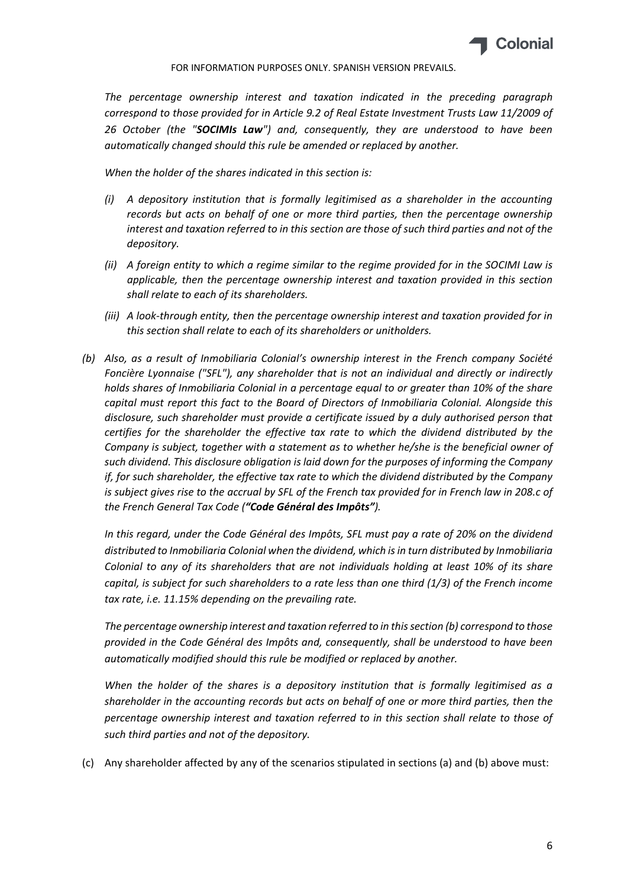*The percentage ownership interest and taxation indicated in the preceding paragraph correspond to those provided for in Article 9.2 of Real Estate Investment Trusts Law 11/2009 of 26 October (the "**SOCIMIs Law**") and, consequently, they are understood to have been automatically changed should this rule be amended or replaced by another.*

*When the holder of the shares indicated in this section is:*

- *(i) A depository institution that is formally legitimised as a shareholder in the accounting records but acts on behalf of one or more third parties, then the percentage ownership interest and taxation referred to in this section are those of such third parties and not of the depository.*
- *(ii) A foreign entity to which a regime similar to the regime provided for in the SOCIMI Law is applicable, then the percentage ownership interest and taxation provided in this section shall relate to each of its shareholders.*
- *(iii) A look-through entity, then the percentage ownership interest and taxation provided for in this section shall relate to each of its shareholders or unitholders.*

*(b) Also, as a result of Inmobiliaria Colonial's ownership interest in the French company Société Foncière Lyonnaise ("SFL"), any shareholder that is not an individual and directly or indirectly holds shares of Inmobiliaria Colonial in a percentage equal to or greater than 10% of the share capital must report this fact to the Board of Directors of Inmobiliaria Colonial. Alongside this disclosure, such shareholder must provide a certificate issued by a duly authorised person that certifies for the shareholder the effective tax rate to which the dividend distributed by the Company is subject, together with a statement as to whether he/she is the beneficial owner of such dividend. This disclosure obligation is laid down for the purposes of informing the Company if, for such shareholder, the effective tax rate to which the dividend distributed by the Company is subject gives rise to the accrual by SFL of the French tax provided for in French law in 208.c of the French General Tax Code (**"Code Général des Impôts"**).*

*In this regard, under the Code Général des Impôts, SFL must pay a rate of 20% on the dividend distributed to Inmobiliaria Colonial when the dividend, which is in turn distributed by Inmobiliaria Colonial to any of its shareholders that are not individuals holding at least 10% of its share capital, is subject for such shareholders to a rate less than one third (1/3) of the French income tax rate, i.e. 11.15% depending on the prevailing rate.*

*The percentage ownership interest and taxation referred to in this section (b) correspond to those provided in the Code Général des Impôts and, consequently, shall be understood to have been automatically modified should this rule be modified or replaced by another.*

*When the holder of the shares is a depository institution that is formally legitimised as a shareholder in the accounting records but acts on behalf of one or more third parties, then the percentage ownership interest and taxation referred to in this section shall relate to those of such third parties and not of the depository.*

(c) Any shareholder affected by any of the scenarios stipulated in sections (a) and (b) above must: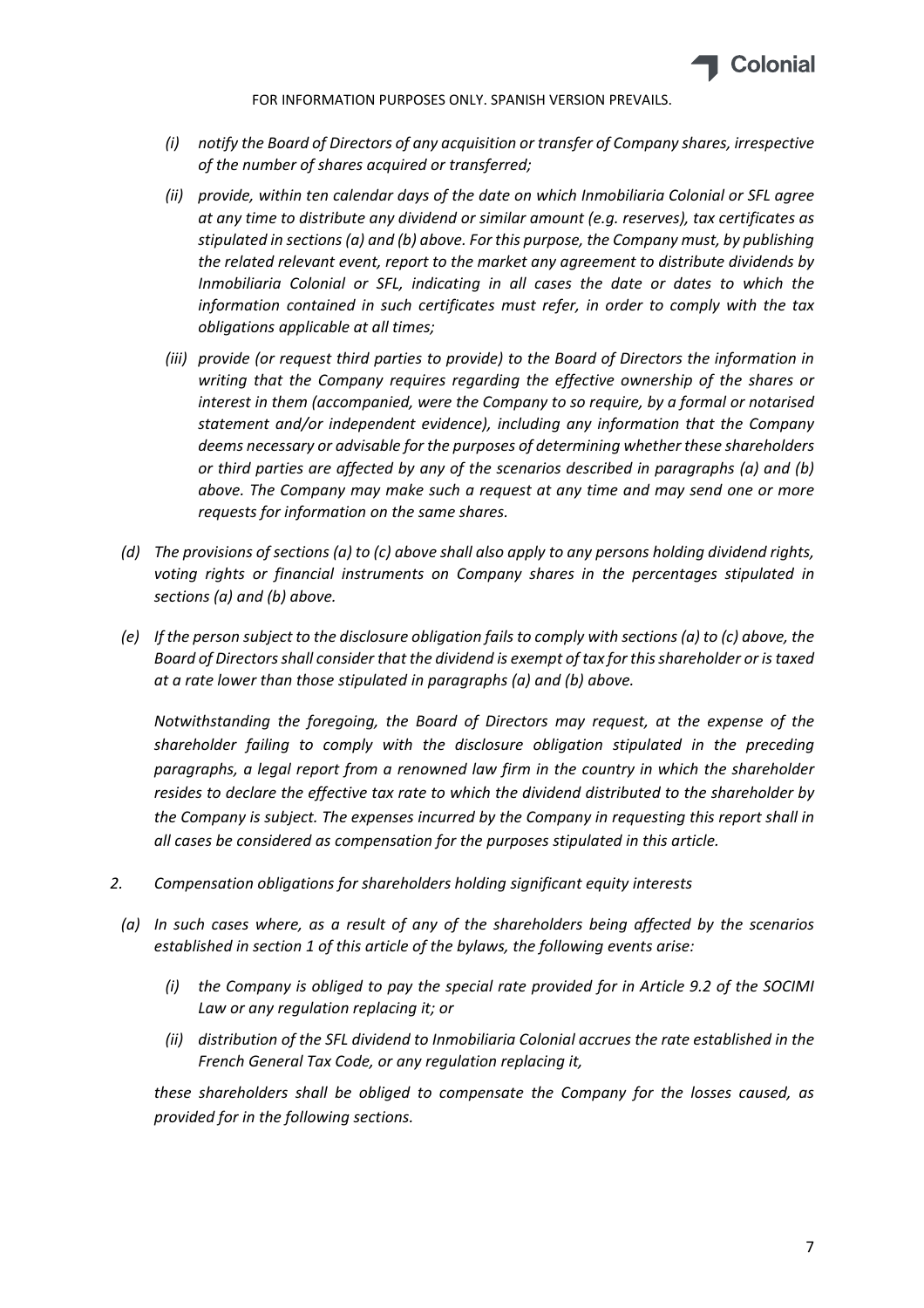*(i) notify the Board of Directors of any acquisition or transfer of Company shares, irrespective of the number of shares acquired or transferred;*

*(ii) provide, within ten calendar days of the date on which Inmobiliaria Colonial or SFL agree at any time to distribute any dividend or similar amount (e.g. reserves), tax certificates as stipulated in sections (a) and (b) above. For this purpose, the Company must, by publishing the related relevant event, report to the market any agreement to distribute dividends by Inmobiliaria Colonial or SFL, indicating in all cases the date or dates to which the information contained in such certificates must refer, in order to comply with the tax obligations applicable at all times;*

*(iii) provide (or request third parties to provide) to the Board of Directors the information in writing that the Company requires regarding the effective ownership of the shares or interest in them (accompanied, were the Company to so require, by a formal or notarised statement and/or independent evidence), including any information that the Company deems necessary or advisable for the purposes of determining whether these shareholders or third parties are affected by any of the scenarios described in paragraphs (a) and (b) above. The Company may make such a request at any time and may send one or more requests for information on the same shares.*

*(d) The provisions of sections (a) to (c) above shall also apply to any persons holding dividend rights, voting rights or financial instruments on Company shares in the percentages stipulated in sections (a) and (b) above.*

*(e) If the person subject to the disclosure obligation fails to comply with sections (a) to (c) above, the Board of Directors shall consider that the dividend is exempt of tax for this shareholder or is taxed at a rate lower than those stipulated in paragraphs (a) and (b) above.*

*Notwithstanding the foregoing, the Board of Directors may request, at the expense of the shareholder failing to comply with the disclosure obligation stipulated in the preceding paragraphs, a legal report from a renowned law firm in the country in which the shareholder resides to declare the effective tax rate to which the dividend distributed to the shareholder by the Company is subject. The expenses incurred by the Company in requesting this report shall in all cases be considered as compensation for the purposes stipulated in this article.*

*2. Compensation obligations for shareholders holding significant equity interests*

*(a) In such cases where, as a result of any of the shareholders being affected by the scenarios established in section 1 of this article of the bylaws, the following events arise:*

*(i) the Company is obliged to pay the special rate provided for in Article 9.2 of the SOCIMI Law or any regulation replacing it; or*

*(ii) distribution of the SFL dividend to Inmobiliaria Colonial accrues the rate established in the French General Tax Code, or any regulation replacing it,*

*these shareholders shall be obliged to compensate the Company for the losses caused, as provided for in the following sections.*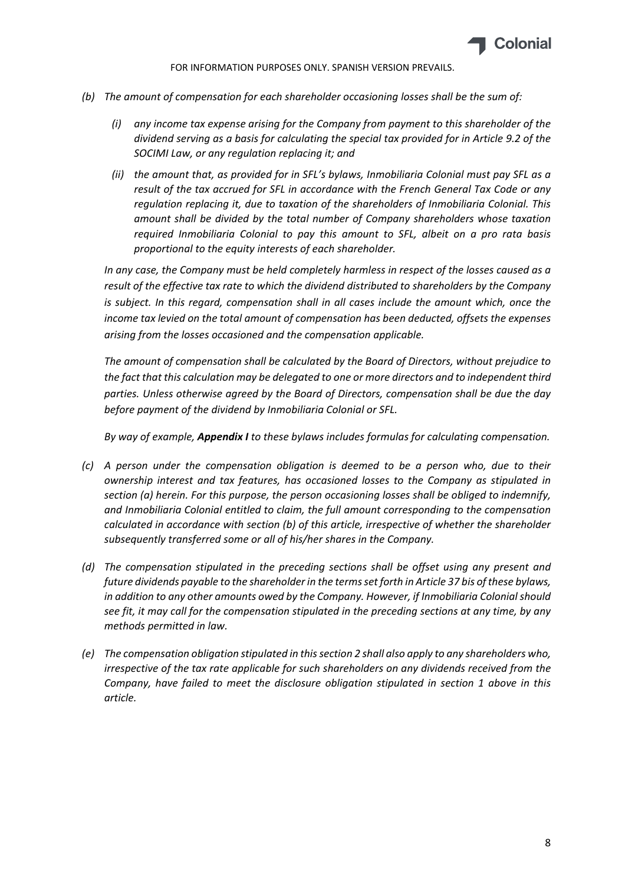*(b) The amount of compensation for each shareholder occasioning losses shall be the sum of:*

*(i) any income tax expense arising for the Company from payment to this shareholder of the dividend serving as a basis for calculating the special tax provided for in Article 9.2 of the SOCIMI Law, or any regulation replacing it; and*

*(ii) the amount that, as provided for in SFL's bylaws, Inmobiliaria Colonial must pay SFL as a result of the tax accrued for SFL in accordance with the French General Tax Code or any regulation replacing it, due to taxation of the shareholders of Inmobiliaria Colonial. This amount shall be divided by the total number of Company shareholders whose taxation required Inmobiliaria Colonial to pay this amount to SFL, albeit on a pro rata basis proportional to the equity interests of each shareholder.*

*In any case, the Company must be held completely harmless in respect of the losses caused as a result of the effective tax rate to which the dividend distributed to shareholders by the Company is subject. In this regard, compensation shall in all cases include the amount which, once the income tax levied on the total amount of compensation has been deducted, offsets the expenses arising from the losses occasioned and the compensation applicable.*

*The amount of compensation shall be calculated by the Board of Directors, without prejudice to the fact that this calculation may be delegated to one or more directors and to independent third parties. Unless otherwise agreed by the Board of Directors, compensation shall be due the day before payment of the dividend by Inmobiliaria Colonial or SFL.*

*By way of example, **Appendix I** to these bylaws includes formulas for calculating compensation.*

*(c) A person under the compensation obligation is deemed to be a person who, due to their ownership interest and tax features, has occasioned losses to the Company as stipulated in section (a) herein. For this purpose, the person occasioning losses shall be obliged to indemnify, and Inmobiliaria Colonial entitled to claim, the full amount corresponding to the compensation calculated in accordance with section (b) of this article, irrespective of whether the shareholder subsequently transferred some or all of his/her shares in the Company.*

*(d) The compensation stipulated in the preceding sections shall be offset using any present and future dividends payable to the shareholder in the terms set forth in Article 37 bis of these bylaws, in addition to any other amounts owed by the Company. However, if Inmobiliaria Colonial should see fit, it may call for the compensation stipulated in the preceding sections at any time, by any methods permitted in law.*

*(e) The compensation obligation stipulated in this section 2 shall also apply to any shareholders who, irrespective of the tax rate applicable for such shareholders on any dividends received from the Company, have failed to meet the disclosure obligation stipulated in section 1 above in this article.*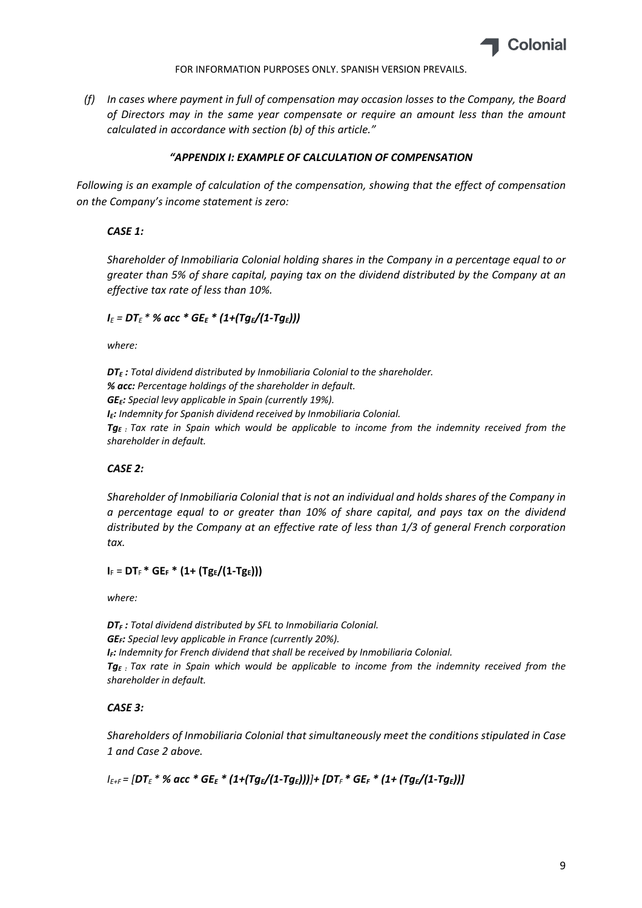FOR INFORMATION PURPOSES ONLY. SPANISH VERSION PREVAILS.

*(f) In cases where payment in full of compensation may occasion losses to the Company, the Board of Directors may in the same year compensate or require an amount less than the amount calculated in accordance with section (b) of this article."*

### *"APPENDIX I: EXAMPLE OF CALCULATION OF COMPENSATION*

*Following is an example of calculation of the compensation, showing that the effect of compensation on the Company's income statement is zero:*

***CASE 1:***

*Shareholder of Inmobiliaria Colonial holding shares in the Company in a percentage equal to or greater than 5% of share capital, paying tax on the dividend distributed by the Company at an effective tax rate of less than 10%.*

$$I_E = DT_E * \% \, acc * GE_E * (1+(Tg_E/(1-Tg_E)))$$

*where:*

$DT_E$ *: Total dividend distributed by Inmobiliaria Colonial to the shareholder.*
***% acc:*** *Percentage holdings of the shareholder in default.*
$GE_E$*: Special levy applicable in Spain (currently 19%).*
$I_E$*: Indemnity for Spanish dividend received by Inmobiliaria Colonial.*
$Tg_E$ *: Tax rate in Spain which would be applicable to income from the indemnity received from the shareholder in default.*

***CASE 2:***

*Shareholder of Inmobiliaria Colonial that is not an individual and holds shares of the Company in a percentage equal to or greater than 10% of share capital, and pays tax on the dividend distributed by the Company at an effective rate of less than 1/3 of general French corporation tax.*

$$I_F = DT_F * GE_F * (1+ (Tg_E/(1-Tg_E)))$$

*where:*

$DT_F$ *: Total dividend distributed by SFL to Inmobiliaria Colonial.*
$GE_F$*: Special levy applicable in France (currently 20%).*
$I_F$*: Indemnity for French dividend that shall be received by Inmobiliaria Colonial.*
$Tg_E$ *: Tax rate in Spain which would be applicable to income from the indemnity received from the shareholder in default.*

***CASE 3:***

*Shareholders of Inmobiliaria Colonial that simultaneously meet the conditions stipulated in Case 1 and Case 2 above.*

$$I_{E+F} = [DT_E * \% \, acc * GE_E * (1+(Tg_E/(1-Tg_E)))] + [DT_F * GE_F * (1+ (Tg_E/(1-Tg_E)))]$$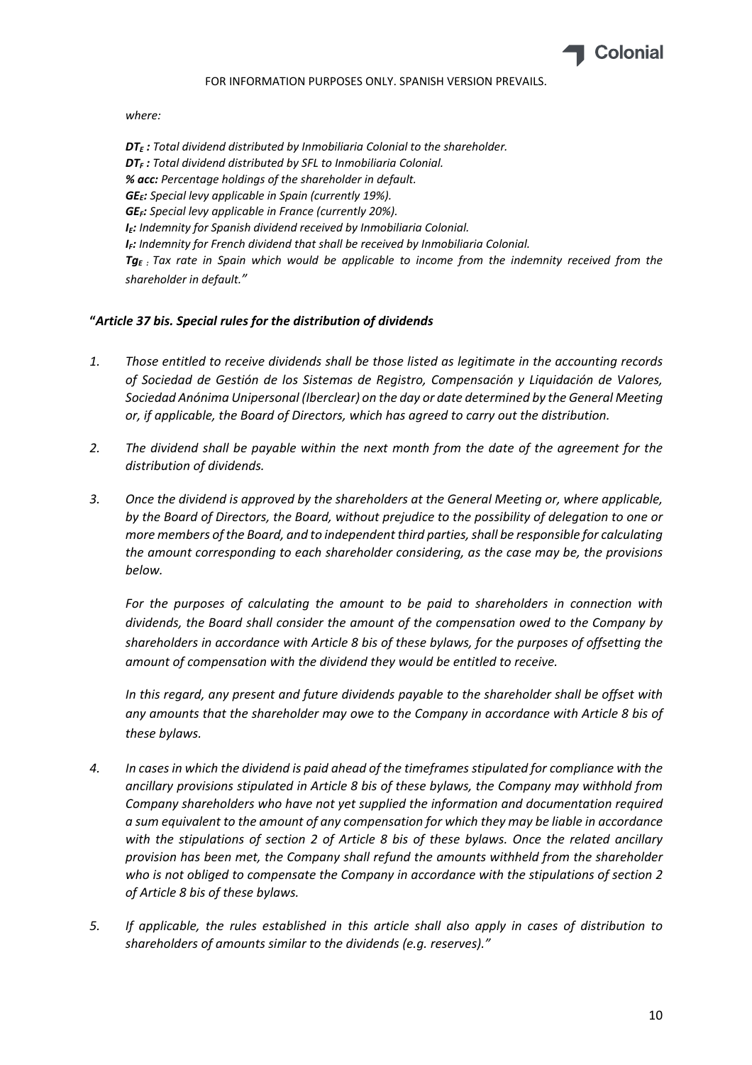*where:*

***$DT_E$* :** *Total dividend distributed by Inmobiliaria Colonial to the shareholder.*
***$DT_F$* :** *Total dividend distributed by SFL to Inmobiliaria Colonial.*
***% acc:*** *Percentage holdings of the shareholder in default.*
***$GE_E$*:** *Special levy applicable in Spain (currently 19%).*
***$GE_F$*:** *Special levy applicable in France (currently 20%).*
***$I_E$*:** *Indemnity for Spanish dividend received by Inmobiliaria Colonial.*
***$I_F$*:** *Indemnity for French dividend that shall be received by Inmobiliaria Colonial.*
***$Tg_E$*** *: Tax rate in Spain which would be applicable to income from the indemnity received from the shareholder in default."*

**"*Article 37 bis. Special rules for the distribution of dividends***

1. *Those entitled to receive dividends shall be those listed as legitimate in the accounting records of Sociedad de Gestión de los Sistemas de Registro, Compensación y Liquidación de Valores, Sociedad Anónima Unipersonal (Iberclear) on the day or date determined by the General Meeting or, if applicable, the Board of Directors, which has agreed to carry out the distribution.*

2. *The dividend shall be payable within the next month from the date of the agreement for the distribution of dividends.*

3. *Once the dividend is approved by the shareholders at the General Meeting or, where applicable, by the Board of Directors, the Board, without prejudice to the possibility of delegation to one or more members of the Board, and to independent third parties, shall be responsible for calculating the amount corresponding to each shareholder considering, as the case may be, the provisions below.*

   *For the purposes of calculating the amount to be paid to shareholders in connection with dividends, the Board shall consider the amount of the compensation owed to the Company by shareholders in accordance with Article 8 bis of these bylaws, for the purposes of offsetting the amount of compensation with the dividend they would be entitled to receive.*

   *In this regard, any present and future dividends payable to the shareholder shall be offset with any amounts that the shareholder may owe to the Company in accordance with Article 8 bis of these bylaws.*

4. *In cases in which the dividend is paid ahead of the timeframes stipulated for compliance with the ancillary provisions stipulated in Article 8 bis of these bylaws, the Company may withhold from Company shareholders who have not yet supplied the information and documentation required a sum equivalent to the amount of any compensation for which they may be liable in accordance with the stipulations of section 2 of Article 8 bis of these bylaws. Once the related ancillary provision has been met, the Company shall refund the amounts withheld from the shareholder who is not obliged to compensate the Company in accordance with the stipulations of section 2 of Article 8 bis of these bylaws.*

5. *If applicable, the rules established in this article shall also apply in cases of distribution to shareholders of amounts similar to the dividends (e.g. reserves)."*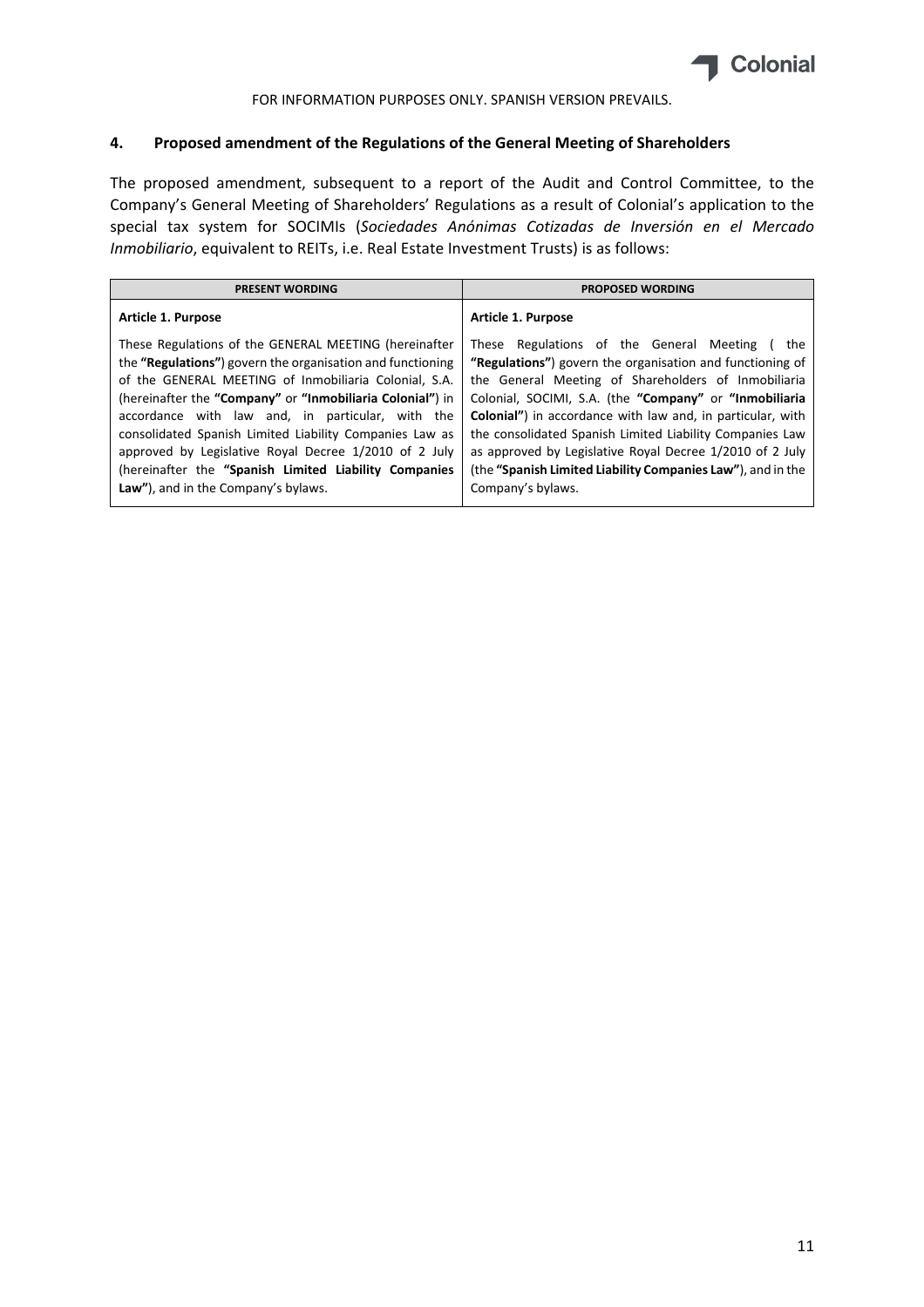FOR INFORMATION PURPOSES ONLY. SPANISH VERSION PREVAILS.

## 4. Proposed amendment of the Regulations of the General Meeting of Shareholders

The proposed amendment, subsequent to a report of the Audit and Control Committee, to the Company's General Meeting of Shareholders' Regulations as a result of Colonial's application to the special tax system for SOCIMIs (*Sociedades Anónimas Cotizadas de Inversión en el Mercado Inmobiliario*, equivalent to REITs, i.e. Real Estate Investment Trusts) is as follows:

| PRESENT WORDING | PROPOSED WORDING |
|---|---|
| **Article 1. Purpose**<br><br>These Regulations of the GENERAL MEETING (hereinafter the **"Regulations"**) govern the organisation and functioning of the GENERAL MEETING of Inmobiliaria Colonial, S.A. (hereinafter the **"Company"** or **"Inmobiliaria Colonial"**) in accordance with law and, in particular, with the consolidated Spanish Limited Liability Companies Law as approved by Legislative Royal Decree 1/2010 of 2 July (hereinafter the **"Spanish Limited Liability Companies Law"**), and in the Company's bylaws. | **Article 1. Purpose**<br><br>These Regulations of the General Meeting ( the **"Regulations"**) govern the organisation and functioning of the General Meeting of Shareholders of Inmobiliaria Colonial, SOCIMI, S.A. (the **"Company"** or **"Inmobiliaria Colonial"**) in accordance with law and, in particular, with the consolidated Spanish Limited Liability Companies Law as approved by Legislative Royal Decree 1/2010 of 2 July (the **"Spanish Limited Liability Companies Law"**), and in the Company's bylaws. |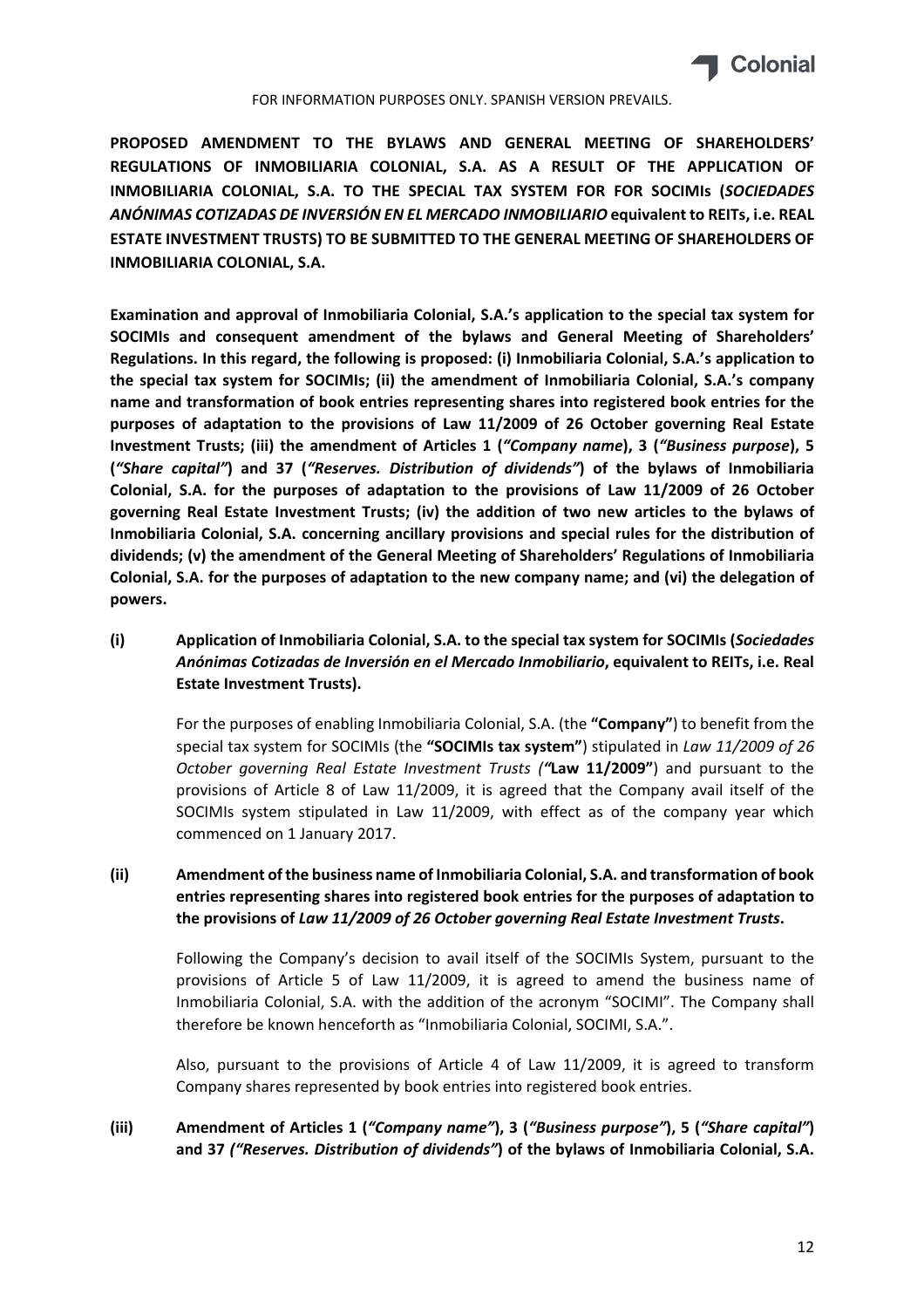FOR INFORMATION PURPOSES ONLY. SPANISH VERSION PREVAILS.

**PROPOSED AMENDMENT TO THE BYLAWS AND GENERAL MEETING OF SHAREHOLDERS' REGULATIONS OF INMOBILIARIA COLONIAL, S.A. AS A RESULT OF THE APPLICATION OF INMOBILIARIA COLONIAL, S.A. TO THE SPECIAL TAX SYSTEM FOR FOR SOCIMIs (*SOCIEDADES ANÓNIMAS COTIZADAS DE INVERSIÓN EN EL MERCADO INMOBILIARIO* equivalent to REITs, i.e. REAL ESTATE INVESTMENT TRUSTS) TO BE SUBMITTED TO THE GENERAL MEETING OF SHAREHOLDERS OF INMOBILIARIA COLONIAL, S.A.**

**Examination and approval of Inmobiliaria Colonial, S.A.'s application to the special tax system for SOCIMIs and consequent amendment of the bylaws and General Meeting of Shareholders' Regulations. In this regard, the following is proposed: (i) Inmobiliaria Colonial, S.A.'s application to the special tax system for SOCIMIs; (ii) the amendment of Inmobiliaria Colonial, S.A.'s company name and transformation of book entries representing shares into registered book entries for the purposes of adaptation to the provisions of Law 11/2009 of 26 October governing Real Estate Investment Trusts; (iii) the amendment of Articles 1 (*"Company name*), 3 (*"Business purpose*), 5 (*"Share capital"*) and 37 (*"Reserves. Distribution of dividends"*) of the bylaws of Inmobiliaria Colonial, S.A. for the purposes of adaptation to the provisions of Law 11/2009 of 26 October governing Real Estate Investment Trusts; (iv) the addition of two new articles to the bylaws of Inmobiliaria Colonial, S.A. concerning ancillary provisions and special rules for the distribution of dividends; (v) the amendment of the General Meeting of Shareholders' Regulations of Inmobiliaria Colonial, S.A. for the purposes of adaptation to the new company name; and (vi) the delegation of powers.**

**(i) Application of Inmobiliaria Colonial, S.A. to the special tax system for SOCIMIs (*Sociedades Anónimas Cotizadas de Inversión en el Mercado Inmobiliario*, equivalent to REITs, i.e. Real Estate Investment Trusts).**

For the purposes of enabling Inmobiliaria Colonial, S.A. (the **"Company"**) to benefit from the special tax system for SOCIMIs (the **"SOCIMIs tax system"**) stipulated in *Law 11/2009 of 26 October governing Real Estate Investment Trusts ("***Law 11/2009"**) and pursuant to the provisions of Article 8 of Law 11/2009, it is agreed that the Company avail itself of the SOCIMIs system stipulated in Law 11/2009, with effect as of the company year which commenced on 1 January 2017.

**(ii) Amendment of the business name of Inmobiliaria Colonial, S.A. and transformation of book entries representing shares into registered book entries for the purposes of adaptation to the provisions of *Law 11/2009 of 26 October governing Real Estate Investment Trusts*.**

Following the Company's decision to avail itself of the SOCIMIs System, pursuant to the provisions of Article 5 of Law 11/2009, it is agreed to amend the business name of Inmobiliaria Colonial, S.A. with the addition of the acronym "SOCIMI". The Company shall therefore be known henceforth as "Inmobiliaria Colonial, SOCIMI, S.A.".

Also, pursuant to the provisions of Article 4 of Law 11/2009, it is agreed to transform Company shares represented by book entries into registered book entries.

**(iii) Amendment of Articles 1 (*"Company name"*), 3 (*"Business purpose"*), 5 (*"Share capital"*) and 37 *("Reserves. Distribution of dividends"*) of the bylaws of Inmobiliaria Colonial, S.A.**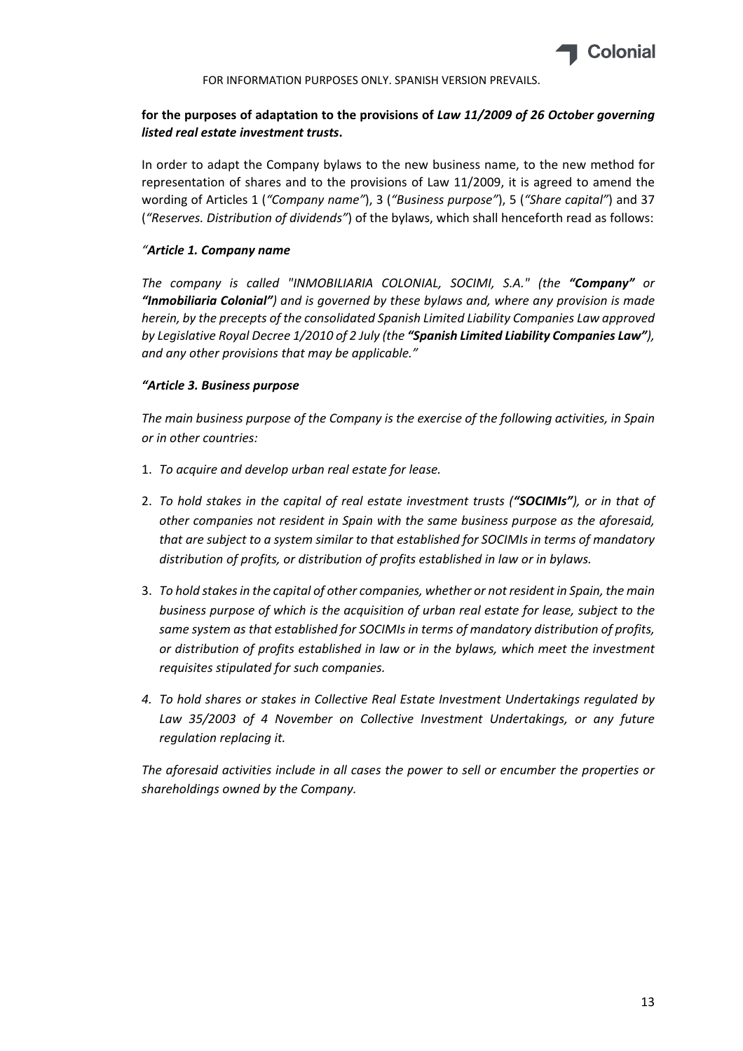**for the purposes of adaptation to the provisions of *Law 11/2009 of 26 October governing listed real estate investment trusts*.**

In order to adapt the Company bylaws to the new business name, to the new method for representation of shares and to the provisions of Law 11/2009, it is agreed to amend the wording of Articles 1 (*"Company name"*), 3 (*"Business purpose"*), 5 (*"Share capital"*) and 37 (*"Reserves. Distribution of dividends"*) of the bylaws, which shall henceforth read as follows:

*"**Article 1. Company name***

*The company is called "INMOBILIARIA COLONIAL, SOCIMI, S.A." (the **"Company"** or **"Inmobiliaria Colonial"**) and is governed by these bylaws and, where any provision is made herein, by the precepts of the consolidated Spanish Limited Liability Companies Law approved by Legislative Royal Decree 1/2010 of 2 July (the **"Spanish Limited Liability Companies Law"**), and any other provisions that may be applicable."*

***"Article 3. Business purpose***

*The main business purpose of the Company is the exercise of the following activities, in Spain or in other countries:*

1. *To acquire and develop urban real estate for lease.*
2. *To hold stakes in the capital of real estate investment trusts (**"SOCIMIs"**), or in that of other companies not resident in Spain with the same business purpose as the aforesaid, that are subject to a system similar to that established for SOCIMIs in terms of mandatory distribution of profits, or distribution of profits established in law or in bylaws.*
3. *To hold stakes in the capital of other companies, whether or not resident in Spain, the main business purpose of which is the acquisition of urban real estate for lease, subject to the same system as that established for SOCIMIs in terms of mandatory distribution of profits, or distribution of profits established in law or in the bylaws, which meet the investment requisites stipulated for such companies.*
4. *To hold shares or stakes in Collective Real Estate Investment Undertakings regulated by Law 35/2003 of 4 November on Collective Investment Undertakings, or any future regulation replacing it.*

*The aforesaid activities include in all cases the power to sell or encumber the properties or shareholdings owned by the Company.*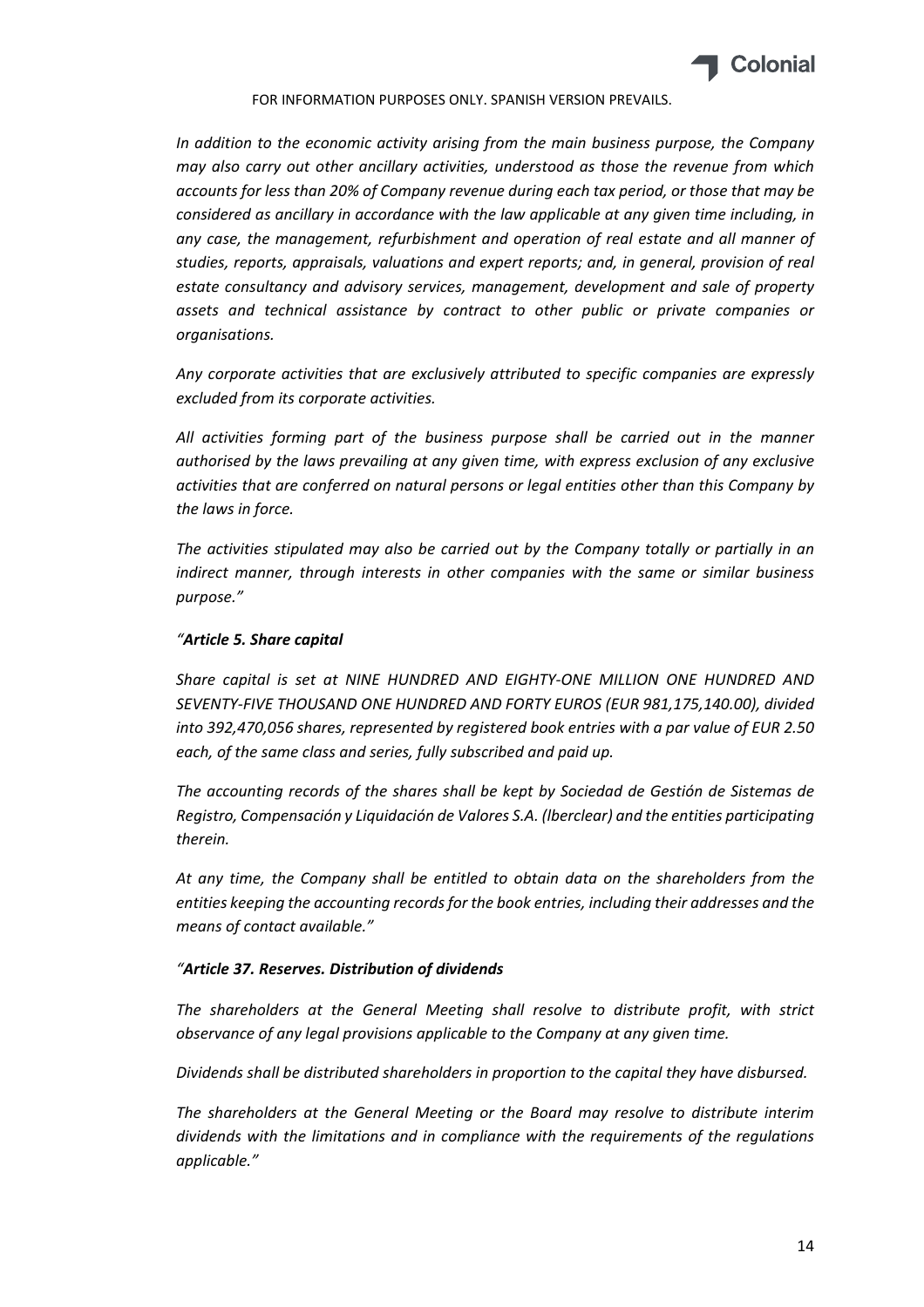FOR INFORMATION PURPOSES ONLY. SPANISH VERSION PREVAILS.

*In addition to the economic activity arising from the main business purpose, the Company may also carry out other ancillary activities, understood as those the revenue from which accounts for less than 20% of Company revenue during each tax period, or those that may be considered as ancillary in accordance with the law applicable at any given time including, in any case, the management, refurbishment and operation of real estate and all manner of studies, reports, appraisals, valuations and expert reports; and, in general, provision of real estate consultancy and advisory services, management, development and sale of property assets and technical assistance by contract to other public or private companies or organisations.*

*Any corporate activities that are exclusively attributed to specific companies are expressly excluded from its corporate activities.*

*All activities forming part of the business purpose shall be carried out in the manner authorised by the laws prevailing at any given time, with express exclusion of any exclusive activities that are conferred on natural persons or legal entities other than this Company by the laws in force.*

*The activities stipulated may also be carried out by the Company totally or partially in an indirect manner, through interests in other companies with the same or similar business purpose."*

*"**Article 5. Share capital***

*Share capital is set at NINE HUNDRED AND EIGHTY-ONE MILLION ONE HUNDRED AND SEVENTY-FIVE THOUSAND ONE HUNDRED AND FORTY EUROS (EUR 981,175,140.00), divided into 392,470,056 shares, represented by registered book entries with a par value of EUR 2.50 each, of the same class and series, fully subscribed and paid up.*

*The accounting records of the shares shall be kept by Sociedad de Gestión de Sistemas de Registro, Compensación y Liquidación de Valores S.A. (Iberclear) and the entities participating therein.*

*At any time, the Company shall be entitled to obtain data on the shareholders from the entities keeping the accounting records for the book entries, including their addresses and the means of contact available."*

*"**Article 37. Reserves. Distribution of dividends***

*The shareholders at the General Meeting shall resolve to distribute profit, with strict observance of any legal provisions applicable to the Company at any given time.*

*Dividends shall be distributed shareholders in proportion to the capital they have disbursed.*

*The shareholders at the General Meeting or the Board may resolve to distribute interim dividends with the limitations and in compliance with the requirements of the regulations applicable."*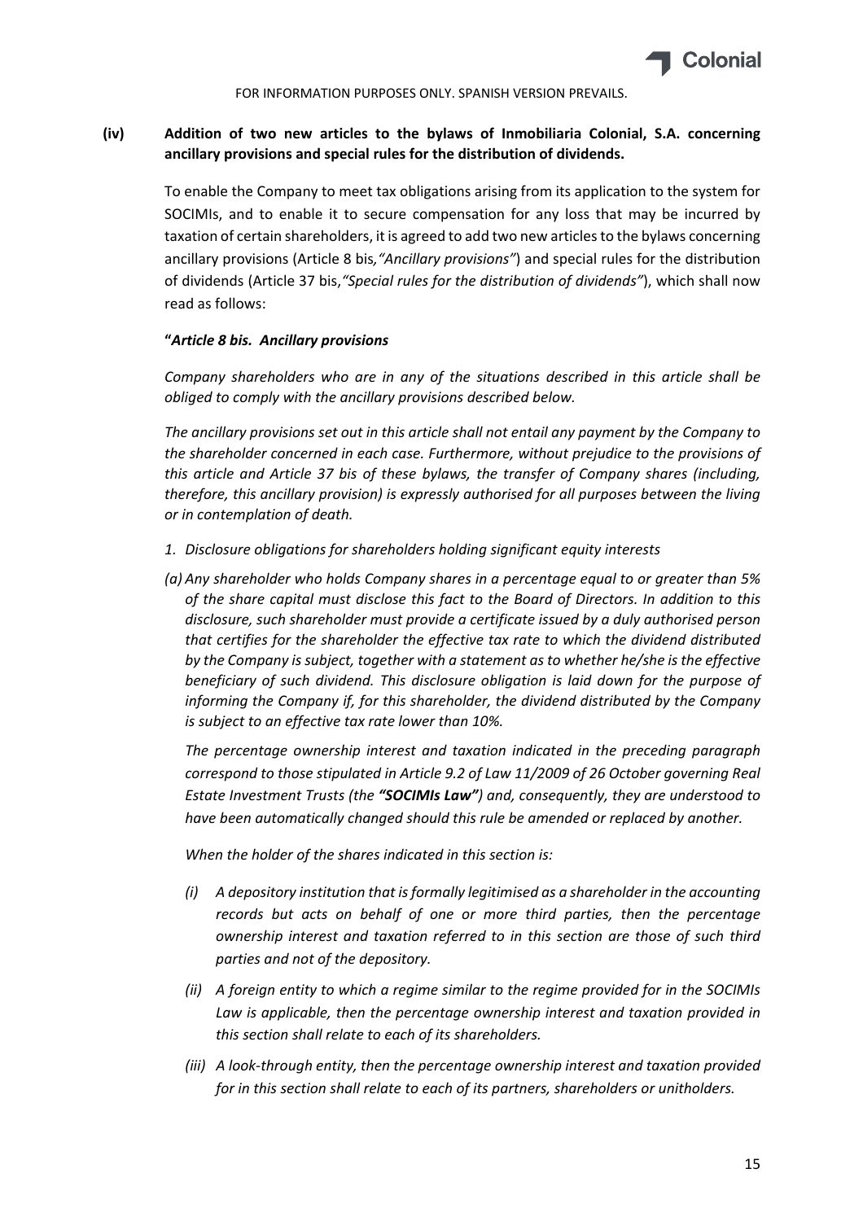FOR INFORMATION PURPOSES ONLY. SPANISH VERSION PREVAILS.

**(iv) Addition of two new articles to the bylaws of Inmobiliaria Colonial, S.A. concerning ancillary provisions and special rules for the distribution of dividends.**

To enable the Company to meet tax obligations arising from its application to the system for SOCIMIs, and to enable it to secure compensation for any loss that may be incurred by taxation of certain shareholders, it is agreed to add two new articles to the bylaws concerning ancillary provisions (Article 8 bis*, "Ancillary provisions"*) and special rules for the distribution of dividends (Article 37 bis, *"Special rules for the distribution of dividends"*), which shall now read as follows:

**"*Article 8 bis. Ancillary provisions***

*Company shareholders who are in any of the situations described in this article shall be obliged to comply with the ancillary provisions described below.*

*The ancillary provisions set out in this article shall not entail any payment by the Company to the shareholder concerned in each case. Furthermore, without prejudice to the provisions of this article and Article 37 bis of these bylaws, the transfer of Company shares (including, therefore, this ancillary provision) is expressly authorised for all purposes between the living or in contemplation of death.*

*1. Disclosure obligations for shareholders holding significant equity interests*

*(a) Any shareholder who holds Company shares in a percentage equal to or greater than 5% of the share capital must disclose this fact to the Board of Directors. In addition to this disclosure, such shareholder must provide a certificate issued by a duly authorised person that certifies for the shareholder the effective tax rate to which the dividend distributed by the Company is subject, together with a statement as to whether he/she is the effective beneficiary of such dividend. This disclosure obligation is laid down for the purpose of informing the Company if, for this shareholder, the dividend distributed by the Company is subject to an effective tax rate lower than 10%.*

*The percentage ownership interest and taxation indicated in the preceding paragraph correspond to those stipulated in Article 9.2 of Law 11/2009 of 26 October governing Real Estate Investment Trusts (the **"SOCIMIs Law"**) and, consequently, they are understood to have been automatically changed should this rule be amended or replaced by another.*

*When the holder of the shares indicated in this section is:*

- *(i) A depository institution that is formally legitimised as a shareholder in the accounting records but acts on behalf of one or more third parties, then the percentage ownership interest and taxation referred to in this section are those of such third parties and not of the depository.*
- *(ii) A foreign entity to which a regime similar to the regime provided for in the SOCIMIs Law is applicable, then the percentage ownership interest and taxation provided in this section shall relate to each of its shareholders.*
- *(iii) A look-through entity, then the percentage ownership interest and taxation provided for in this section shall relate to each of its partners, shareholders or unitholders.*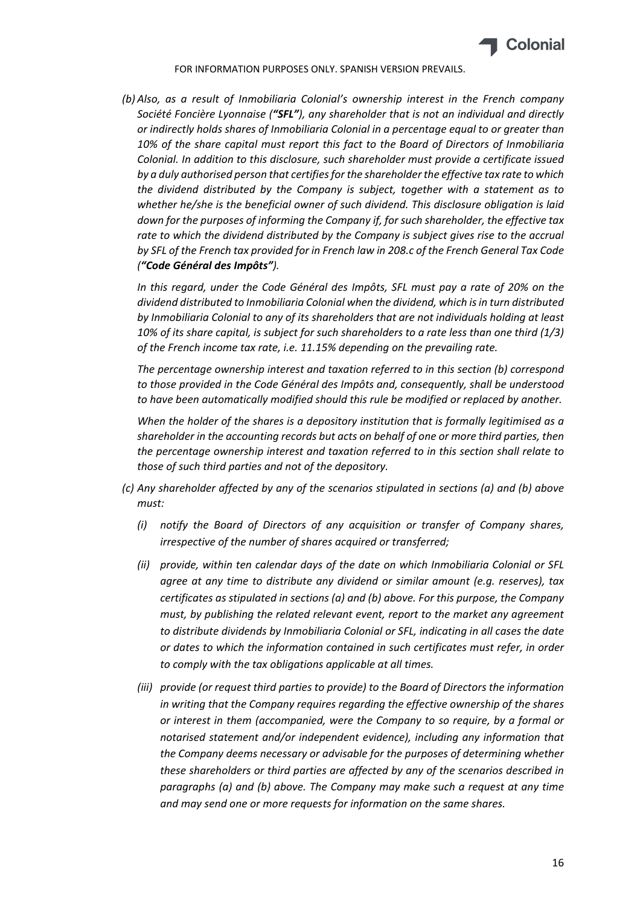FOR INFORMATION PURPOSES ONLY. SPANISH VERSION PREVAILS.

*(b) Also, as a result of Inmobiliaria Colonial's ownership interest in the French company Société Foncière Lyonnaise (**"SFL"**), any shareholder that is not an individual and directly or indirectly holds shares of Inmobiliaria Colonial in a percentage equal to or greater than 10% of the share capital must report this fact to the Board of Directors of Inmobiliaria Colonial. In addition to this disclosure, such shareholder must provide a certificate issued by a duly authorised person that certifies for the shareholder the effective tax rate to which the dividend distributed by the Company is subject, together with a statement as to whether he/she is the beneficial owner of such dividend. This disclosure obligation is laid down for the purposes of informing the Company if, for such shareholder, the effective tax rate to which the dividend distributed by the Company is subject gives rise to the accrual by SFL of the French tax provided for in French law in 208.c of the French General Tax Code (**"Code Général des Impôts"**).*

*In this regard, under the Code Général des Impôts, SFL must pay a rate of 20% on the dividend distributed to Inmobiliaria Colonial when the dividend, which is in turn distributed by Inmobiliaria Colonial to any of its shareholders that are not individuals holding at least 10% of its share capital, is subject for such shareholders to a rate less than one third (1/3) of the French income tax rate, i.e. 11.15% depending on the prevailing rate.*

*The percentage ownership interest and taxation referred to in this section (b) correspond to those provided in the Code Général des Impôts and, consequently, shall be understood to have been automatically modified should this rule be modified or replaced by another.*

*When the holder of the shares is a depository institution that is formally legitimised as a shareholder in the accounting records but acts on behalf of one or more third parties, then the percentage ownership interest and taxation referred to in this section shall relate to those of such third parties and not of the depository.*

*(c) Any shareholder affected by any of the scenarios stipulated in sections (a) and (b) above must:*

*(i) notify the Board of Directors of any acquisition or transfer of Company shares, irrespective of the number of shares acquired or transferred;*

*(ii) provide, within ten calendar days of the date on which Inmobiliaria Colonial or SFL agree at any time to distribute any dividend or similar amount (e.g. reserves), tax certificates as stipulated in sections (a) and (b) above. For this purpose, the Company must, by publishing the related relevant event, report to the market any agreement to distribute dividends by Inmobiliaria Colonial or SFL, indicating in all cases the date or dates to which the information contained in such certificates must refer, in order to comply with the tax obligations applicable at all times.*

*(iii) provide (or request third parties to provide) to the Board of Directors the information in writing that the Company requires regarding the effective ownership of the shares or interest in them (accompanied, were the Company to so require, by a formal or notarised statement and/or independent evidence), including any information that the Company deems necessary or advisable for the purposes of determining whether these shareholders or third parties are affected by any of the scenarios described in paragraphs (a) and (b) above. The Company may make such a request at any time and may send one or more requests for information on the same shares.*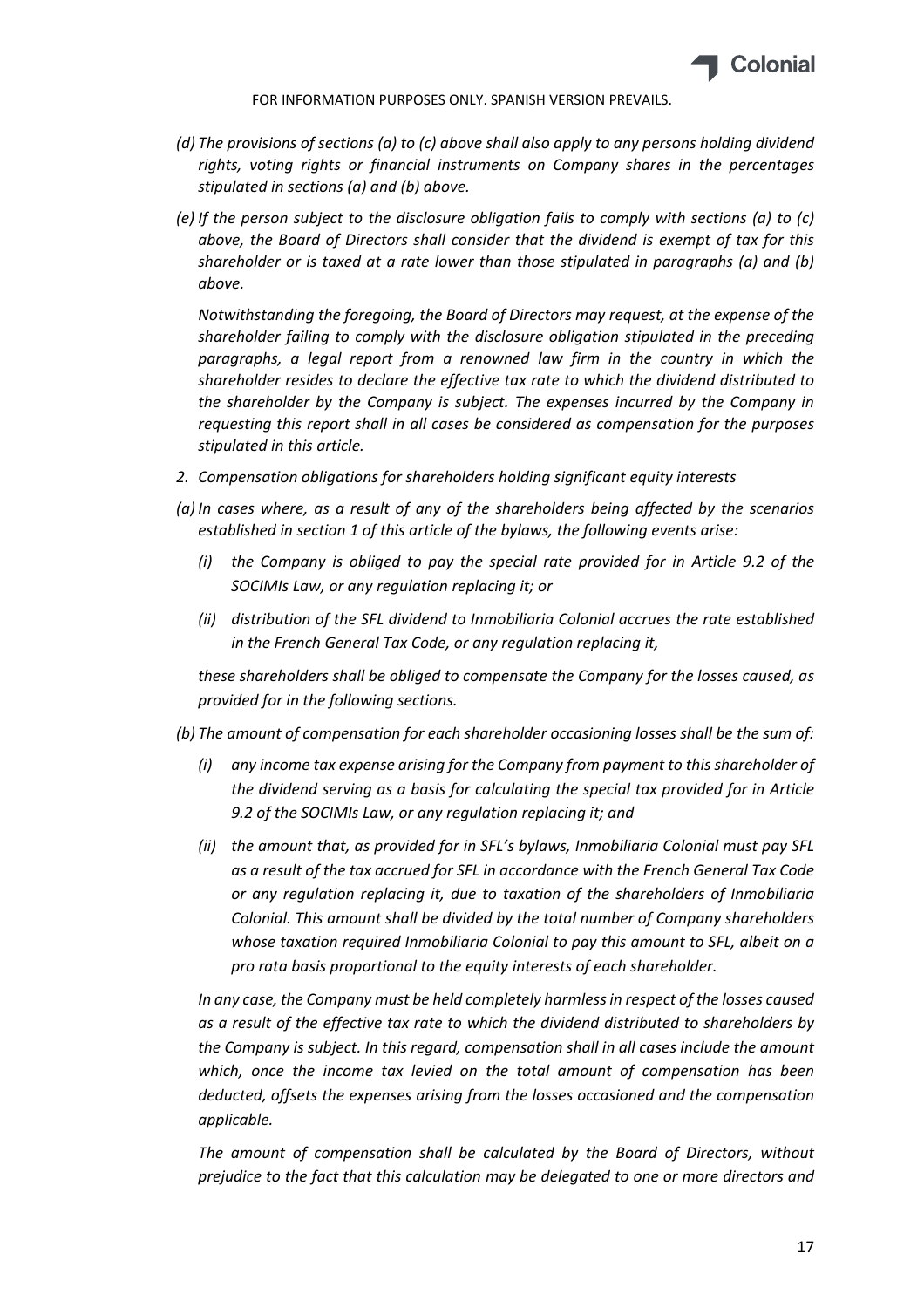*(d) The provisions of sections (a) to (c) above shall also apply to any persons holding dividend rights, voting rights or financial instruments on Company shares in the percentages stipulated in sections (a) and (b) above.*

*(e) If the person subject to the disclosure obligation fails to comply with sections (a) to (c) above, the Board of Directors shall consider that the dividend is exempt of tax for this shareholder or is taxed at a rate lower than those stipulated in paragraphs (a) and (b) above.*

*Notwithstanding the foregoing, the Board of Directors may request, at the expense of the shareholder failing to comply with the disclosure obligation stipulated in the preceding paragraphs, a legal report from a renowned law firm in the country in which the shareholder resides to declare the effective tax rate to which the dividend distributed to the shareholder by the Company is subject. The expenses incurred by the Company in requesting this report shall in all cases be considered as compensation for the purposes stipulated in this article.*

*2. Compensation obligations for shareholders holding significant equity interests*

*(a) In cases where, as a result of any of the shareholders being affected by the scenarios established in section 1 of this article of the bylaws, the following events arise:*

*(i) the Company is obliged to pay the special rate provided for in Article 9.2 of the SOCIMIs Law, or any regulation replacing it; or*

*(ii) distribution of the SFL dividend to Inmobiliaria Colonial accrues the rate established in the French General Tax Code, or any regulation replacing it,*

*these shareholders shall be obliged to compensate the Company for the losses caused, as provided for in the following sections.*

*(b) The amount of compensation for each shareholder occasioning losses shall be the sum of:*

*(i) any income tax expense arising for the Company from payment to this shareholder of the dividend serving as a basis for calculating the special tax provided for in Article 9.2 of the SOCIMIs Law, or any regulation replacing it; and*

*(ii) the amount that, as provided for in SFL's bylaws, Inmobiliaria Colonial must pay SFL as a result of the tax accrued for SFL in accordance with the French General Tax Code or any regulation replacing it, due to taxation of the shareholders of Inmobiliaria Colonial. This amount shall be divided by the total number of Company shareholders whose taxation required Inmobiliaria Colonial to pay this amount to SFL, albeit on a pro rata basis proportional to the equity interests of each shareholder.*

*In any case, the Company must be held completely harmless in respect of the losses caused as a result of the effective tax rate to which the dividend distributed to shareholders by the Company is subject. In this regard, compensation shall in all cases include the amount which, once the income tax levied on the total amount of compensation has been deducted, offsets the expenses arising from the losses occasioned and the compensation applicable.*

*The amount of compensation shall be calculated by the Board of Directors, without prejudice to the fact that this calculation may be delegated to one or more directors and*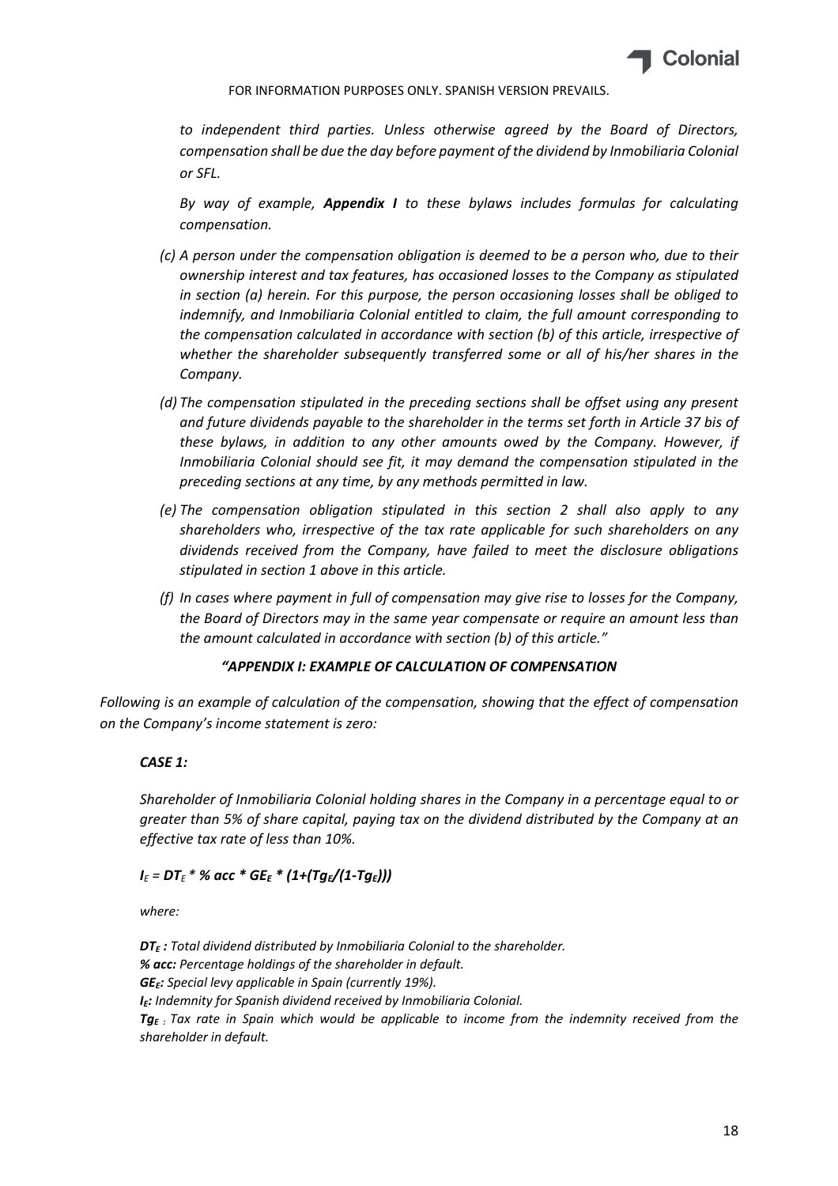*to independent third parties. Unless otherwise agreed by the Board of Directors, compensation shall be due the day before payment of the dividend by Inmobiliaria Colonial or SFL.*

*By way of example, **Appendix I** to these bylaws includes formulas for calculating compensation.*

- *(c) A person under the compensation obligation is deemed to be a person who, due to their ownership interest and tax features, has occasioned losses to the Company as stipulated in section (a) herein. For this purpose, the person occasioning losses shall be obliged to indemnify, and Inmobiliaria Colonial entitled to claim, the full amount corresponding to the compensation calculated in accordance with section (b) of this article, irrespective of whether the shareholder subsequently transferred some or all of his/her shares in the Company.*
- *(d) The compensation stipulated in the preceding sections shall be offset using any present and future dividends payable to the shareholder in the terms set forth in Article 37 bis of these bylaws, in addition to any other amounts owed by the Company. However, if Inmobiliaria Colonial should see fit, it may demand the compensation stipulated in the preceding sections at any time, by any methods permitted in law.*
- *(e) The compensation obligation stipulated in this section 2 shall also apply to any shareholders who, irrespective of the tax rate applicable for such shareholders on any dividends received from the Company, have failed to meet the disclosure obligations stipulated in section 1 above in this article.*
- *(f) In cases where payment in full of compensation may give rise to losses for the Company, the Board of Directors may in the same year compensate or require an amount less than the amount calculated in accordance with section (b) of this article."*

***"APPENDIX I: EXAMPLE OF CALCULATION OF COMPENSATION***

*Following is an example of calculation of the compensation, showing that the effect of compensation on the Company's income statement is zero:*

***CASE 1:***

*Shareholder of Inmobiliaria Colonial holding shares in the Company in a percentage equal to or greater than 5% of share capital, paying tax on the dividend distributed by the Company at an effective tax rate of less than 10%.*

$$I_E = DT_E * \% acc * GE_E * (1+(Tg_E/(1-Tg_E)))$$

*where:*

***$DT_E$ :** Total dividend distributed by Inmobiliaria Colonial to the shareholder.*
***% acc:** Percentage holdings of the shareholder in default.*
***$GE_E$:** Special levy applicable in Spain (currently 19%).*
***$I_E$:** Indemnity for Spanish dividend received by Inmobiliaria Colonial.*
***$Tg_E$** : Tax rate in Spain which would be applicable to income from the indemnity received from the shareholder in default.*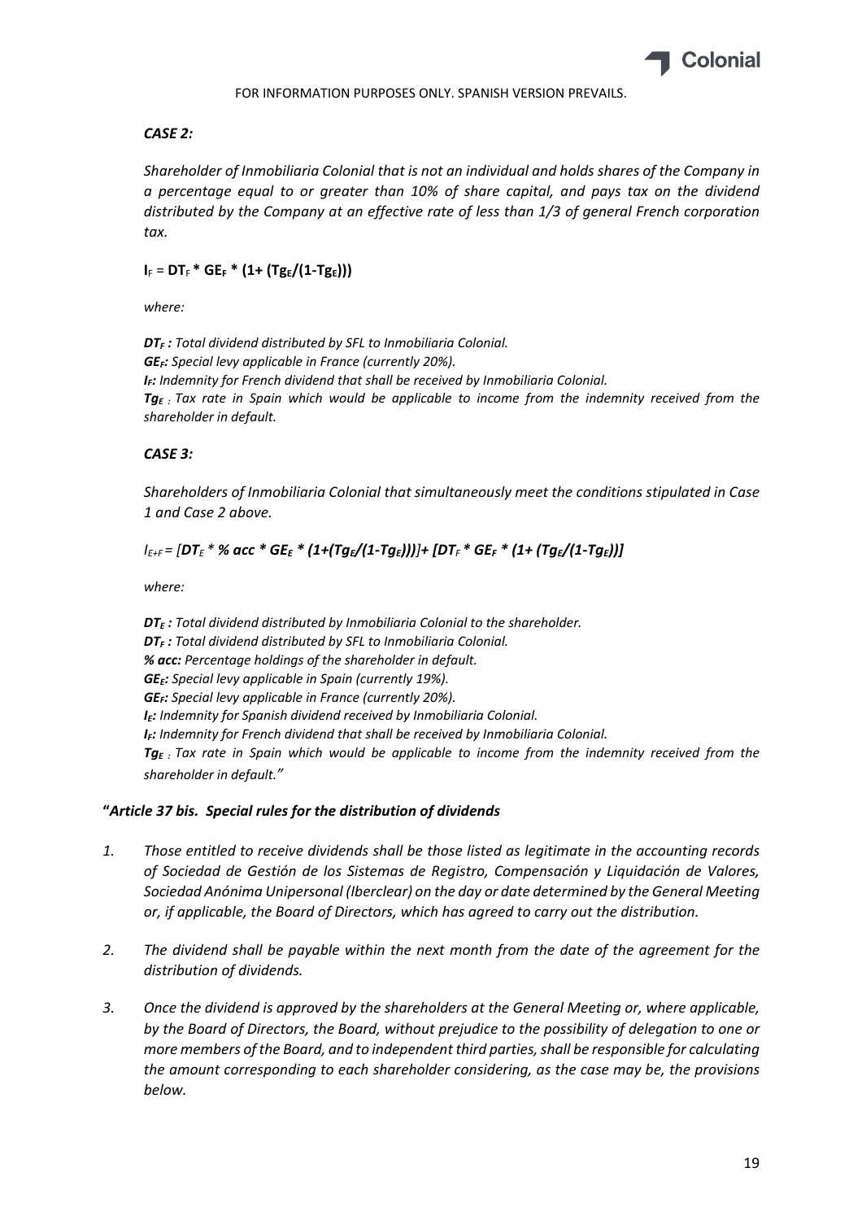*CASE 2:*

*Shareholder of Inmobiliaria Colonial that is not an individual and holds shares of the Company in a percentage equal to or greater than 10% of share capital, and pays tax on the dividend distributed by the Company at an effective rate of less than 1/3 of general French corporation tax.*

$$I_F = DT_F * GE_F * (1+ (Tg_E/(1-Tg_E)))$$

*where:*

***$DT_F$ :*** *Total dividend distributed by SFL to Inmobiliaria Colonial.*
***$GE_F$:*** *Special levy applicable in France (currently 20%).*
***$I_F$:*** *Indemnity for French dividend that shall be received by Inmobiliaria Colonial.*
***$Tg_E$*** *: Tax rate in Spain which would be applicable to income from the indemnity received from the shareholder in default.*

*CASE 3:*

*Shareholders of Inmobiliaria Colonial that simultaneously meet the conditions stipulated in Case 1 and Case 2 above.*

$$I_{E+F} = [DT_E * \% acc * GE_E * (1+(Tg_E/(1-Tg_E)))] + [DT_F * GE_F * (1+ (Tg_E/(1-Tg_E))]$$

*where:*

***$DT_E$ :*** *Total dividend distributed by Inmobiliaria Colonial to the shareholder.*
***$DT_F$ :*** *Total dividend distributed by SFL to Inmobiliaria Colonial.*
***% acc:*** *Percentage holdings of the shareholder in default.*
***$GE_E$:*** *Special levy applicable in Spain (currently 19%).*
***$GE_F$:*** *Special levy applicable in France (currently 20%).*
***$I_E$:*** *Indemnity for Spanish dividend received by Inmobiliaria Colonial.*
***$I_F$:*** *Indemnity for French dividend that shall be received by Inmobiliaria Colonial.*
***$Tg_E$*** *: Tax rate in Spain which would be applicable to income from the indemnity received from the shareholder in default."*

**"*Article 37 bis. Special rules for the distribution of dividends***

1. *Those entitled to receive dividends shall be those listed as legitimate in the accounting records of Sociedad de Gestión de los Sistemas de Registro, Compensación y Liquidación de Valores, Sociedad Anónima Unipersonal (Iberclear) on the day or date determined by the General Meeting or, if applicable, the Board of Directors, which has agreed to carry out the distribution.*

2. *The dividend shall be payable within the next month from the date of the agreement for the distribution of dividends.*

3. *Once the dividend is approved by the shareholders at the General Meeting or, where applicable, by the Board of Directors, the Board, without prejudice to the possibility of delegation to one or more members of the Board, and to independent third parties, shall be responsible for calculating the amount corresponding to each shareholder considering, as the case may be, the provisions below.*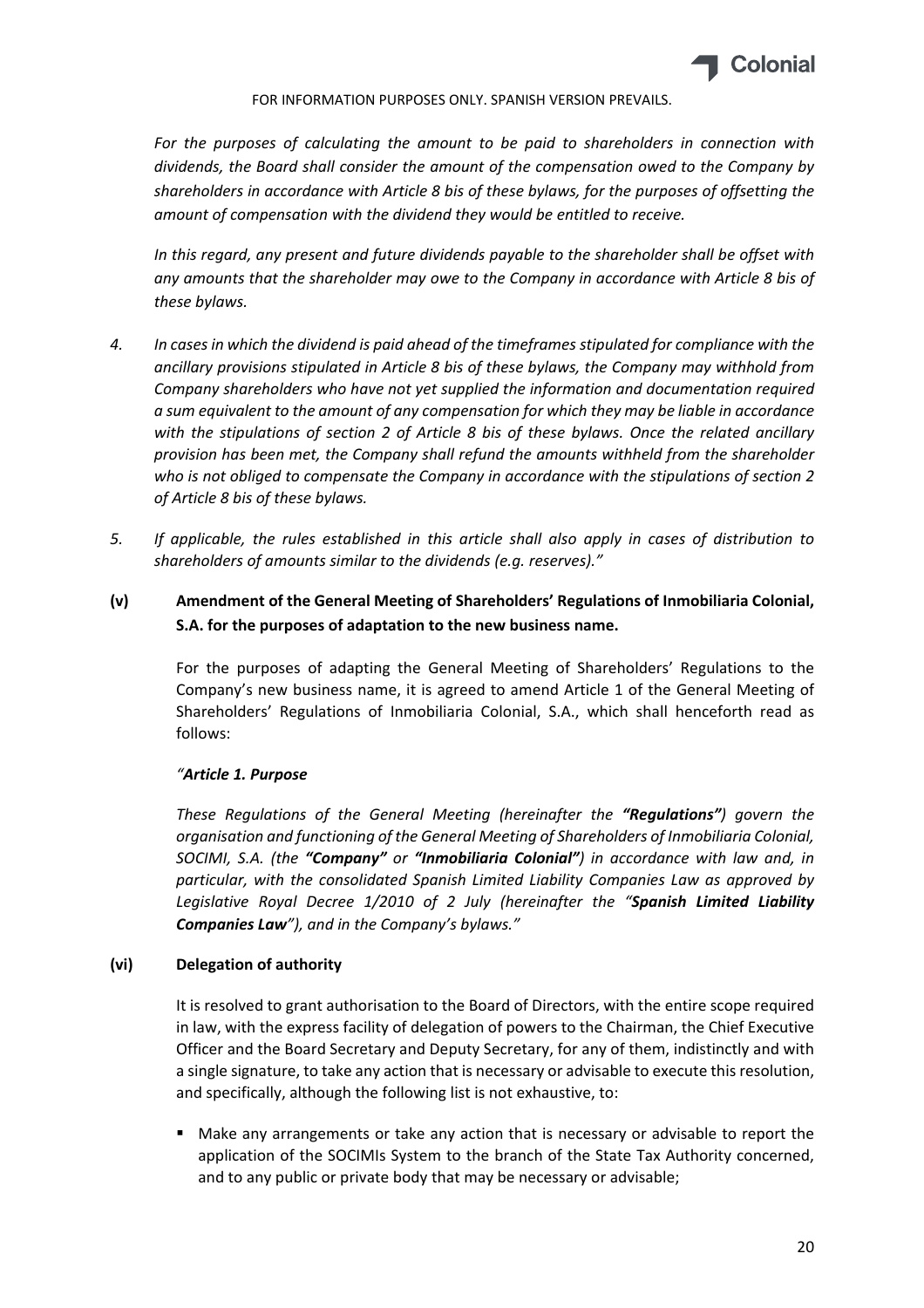*For the purposes of calculating the amount to be paid to shareholders in connection with dividends, the Board shall consider the amount of the compensation owed to the Company by shareholders in accordance with Article 8 bis of these bylaws, for the purposes of offsetting the amount of compensation with the dividend they would be entitled to receive.*

*In this regard, any present and future dividends payable to the shareholder shall be offset with any amounts that the shareholder may owe to the Company in accordance with Article 8 bis of these bylaws.*

4. *In cases in which the dividend is paid ahead of the timeframes stipulated for compliance with the ancillary provisions stipulated in Article 8 bis of these bylaws, the Company may withhold from Company shareholders who have not yet supplied the information and documentation required a sum equivalent to the amount of any compensation for which they may be liable in accordance with the stipulations of section 2 of Article 8 bis of these bylaws. Once the related ancillary provision has been met, the Company shall refund the amounts withheld from the shareholder who is not obliged to compensate the Company in accordance with the stipulations of section 2 of Article 8 bis of these bylaws.*

5. *If applicable, the rules established in this article shall also apply in cases of distribution to shareholders of amounts similar to the dividends (e.g. reserves)."*

**(v) Amendment of the General Meeting of Shareholders' Regulations of Inmobiliaria Colonial, S.A. for the purposes of adaptation to the new business name.**

For the purposes of adapting the General Meeting of Shareholders' Regulations to the Company's new business name, it is agreed to amend Article 1 of the General Meeting of Shareholders' Regulations of Inmobiliaria Colonial, S.A., which shall henceforth read as follows:

*"**Article 1. Purpose***

*These Regulations of the General Meeting (hereinafter the **"Regulations"**) govern the organisation and functioning of the General Meeting of Shareholders of Inmobiliaria Colonial, SOCIMI, S.A. (the **"Company"** or **"Inmobiliaria Colonial"**) in accordance with law and, in particular, with the consolidated Spanish Limited Liability Companies Law as approved by Legislative Royal Decree 1/2010 of 2 July (hereinafter the "**Spanish Limited Liability Companies Law**"), and in the Company's bylaws."*

**(vi) Delegation of authority**

It is resolved to grant authorisation to the Board of Directors, with the entire scope required in law, with the express facility of delegation of powers to the Chairman, the Chief Executive Officer and the Board Secretary and Deputy Secretary, for any of them, indistinctly and with a single signature, to take any action that is necessary or advisable to execute this resolution, and specifically, although the following list is not exhaustive, to:

- Make any arrangements or take any action that is necessary or advisable to report the application of the SOCIMIs System to the branch of the State Tax Authority concerned, and to any public or private body that may be necessary or advisable;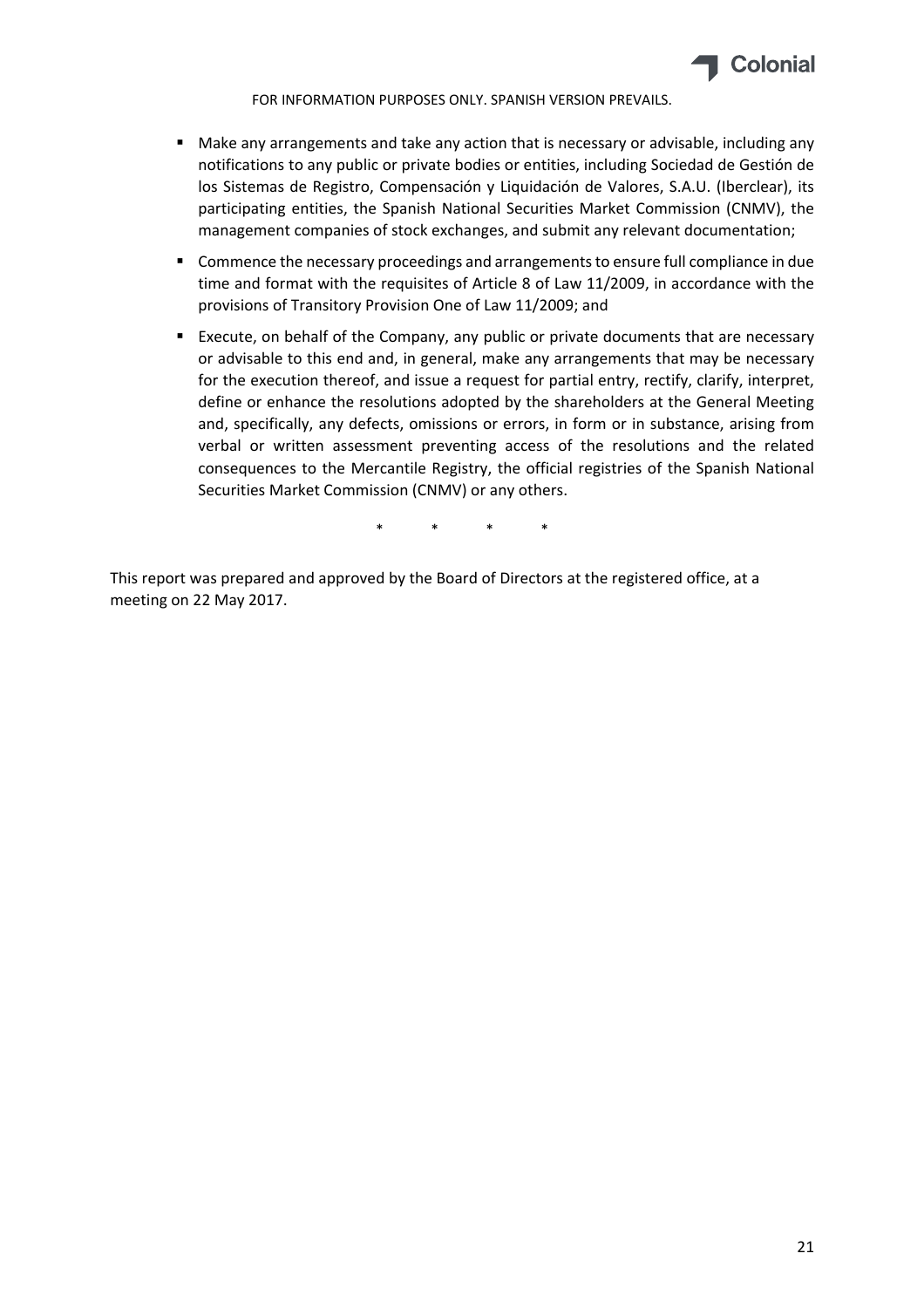FOR INFORMATION PURPOSES ONLY. SPANISH VERSION PREVAILS.

- Make any arrangements and take any action that is necessary or advisable, including any notifications to any public or private bodies or entities, including Sociedad de Gestión de los Sistemas de Registro, Compensación y Liquidación de Valores, S.A.U. (Iberclear), its participating entities, the Spanish National Securities Market Commission (CNMV), the management companies of stock exchanges, and submit any relevant documentation;
- Commence the necessary proceedings and arrangements to ensure full compliance in due time and format with the requisites of Article 8 of Law 11/2009, in accordance with the provisions of Transitory Provision One of Law 11/2009; and
- Execute, on behalf of the Company, any public or private documents that are necessary or advisable to this end and, in general, make any arrangements that may be necessary for the execution thereof, and issue a request for partial entry, rectify, clarify, interpret, define or enhance the resolutions adopted by the shareholders at the General Meeting and, specifically, any defects, omissions or errors, in form or in substance, arising from verbal or written assessment preventing access of the resolutions and the related consequences to the Mercantile Registry, the official registries of the Spanish National Securities Market Commission (CNMV) or any others.

\* \* \* \*

This report was prepared and approved by the Board of Directors at the registered office, at a meeting on 22 May 2017.